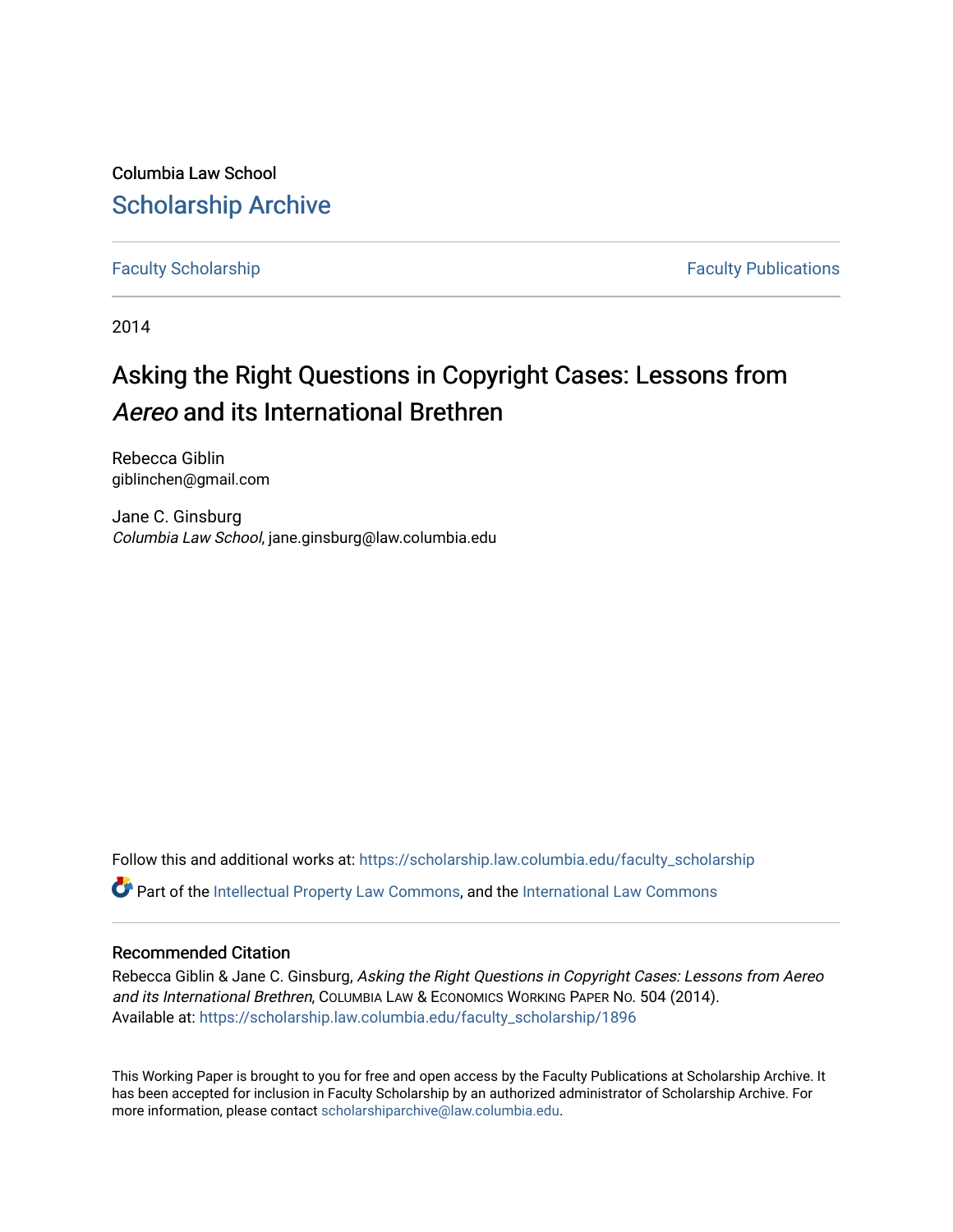Columbia Law School

## Scholarship Archive

Faculty Scholarship | Faculty Publications

2014

# Asking the Right Questions in Copyright Cases: Lessons from *Aereo* and its International Brethren

Rebecca Giblin
giblinchen@gmail.com

Jane C. Ginsburg
*Columbia Law School*, jane.ginsburg@law.columbia.edu

Follow this and additional works at: https://scholarship.law.columbia.edu/faculty_scholarship

Part of the Intellectual Property Law Commons, and the International Law Commons

### Recommended Citation

Rebecca Giblin & Jane C. Ginsburg, *Asking the Right Questions in Copyright Cases: Lessons from Aereo and its International Brethren*, Columbia Law & Economics Working Paper No. 504 (2014).
Available at: https://scholarship.law.columbia.edu/faculty_scholarship/1896

This Working Paper is brought to you for free and open access by the Faculty Publications at Scholarship Archive. It has been accepted for inclusion in Faculty Scholarship by an authorized administrator of Scholarship Archive. For more information, please contact scholarshiparchive@law.columbia.edu.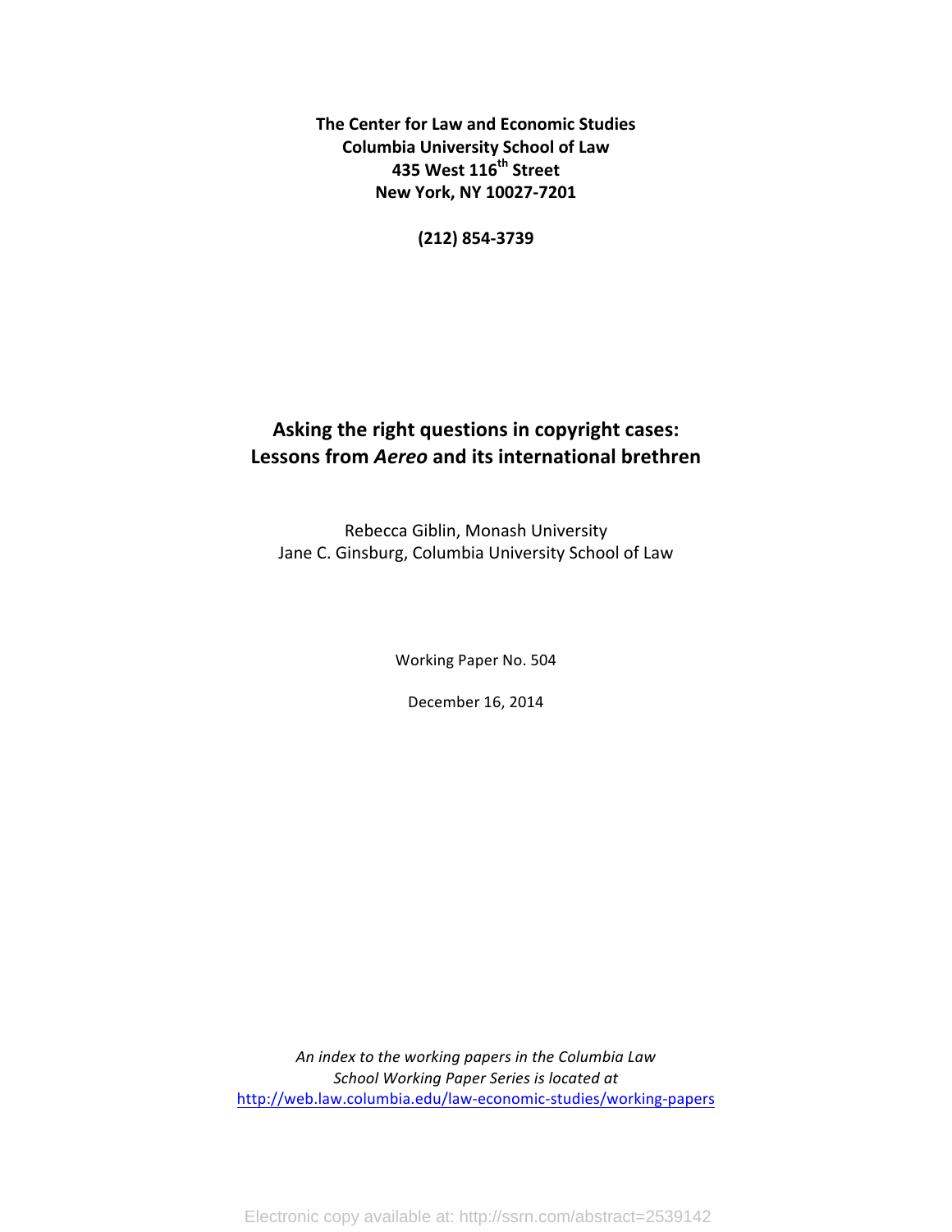**The Center for Law and Economic Studies**
**Columbia University School of Law**
**435 West 116th Street**
**New York, NY 10027-7201**

**(212) 854-3739**

# Asking the right questions in copyright cases: Lessons from *Aereo* and its international brethren

Rebecca Giblin, Monash University
Jane C. Ginsburg, Columbia University School of Law

Working Paper No. 504

December 16, 2014

*An index to the working papers in the Columbia Law School Working Paper Series is located at*
http://web.law.columbia.edu/law-economic-studies/working-papers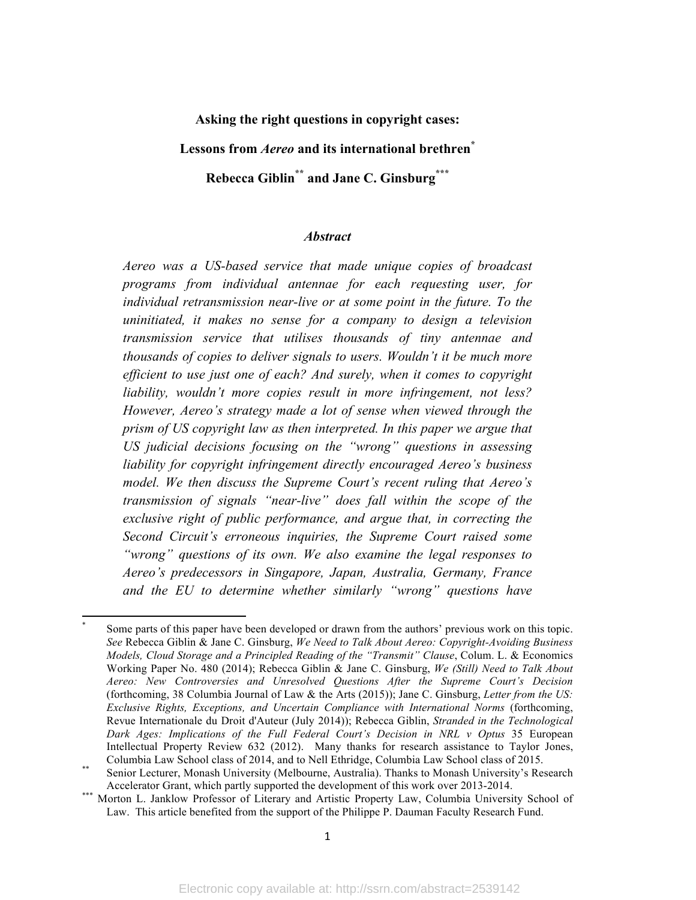**Asking the right questions in copyright cases:**

**Lessons from *Aereo* and its international brethren**[*]

**Rebecca Giblin**[**] **and Jane C. Ginsburg**[***]

### *Abstract*

*Aereo was a US-based service that made unique copies of broadcast programs from individual antennae for each requesting user, for individual retransmission near-live or at some point in the future. To the uninitiated, it makes no sense for a company to design a television transmission service that utilises thousands of tiny antennae and thousands of copies to deliver signals to users. Wouldn't it be much more efficient to use just one of each? And surely, when it comes to copyright liability, wouldn't more copies result in more infringement, not less? However, Aereo's strategy made a lot of sense when viewed through the prism of US copyright law as then interpreted. In this paper we argue that US judicial decisions focusing on the "wrong" questions in assessing liability for copyright infringement directly encouraged Aereo's business model. We then discuss the Supreme Court's recent ruling that Aereo's transmission of signals "near-live" does fall within the scope of the exclusive right of public performance, and argue that, in correcting the Second Circuit's erroneous inquiries, the Supreme Court raised some "wrong" questions of its own. We also examine the legal responses to Aereo's predecessors in Singapore, Japan, Australia, Germany, France and the EU to determine whether similarly "wrong" questions have*

---

[*] Some parts of this paper have been developed or drawn from the authors' previous work on this topic. *See* Rebecca Giblin & Jane C. Ginsburg, *We Need to Talk About Aereo: Copyright-Avoiding Business Models, Cloud Storage and a Principled Reading of the "Transmit" Clause*, Colum. L. & Economics Working Paper No. 480 (2014); Rebecca Giblin & Jane C. Ginsburg, *We (Still) Need to Talk About Aereo: New Controversies and Unresolved Questions After the Supreme Court's Decision* (forthcoming, 38 Columbia Journal of Law & the Arts (2015)); Jane C. Ginsburg, *Letter from the US: Exclusive Rights, Exceptions, and Uncertain Compliance with International Norms* (forthcoming, Revue Internationale du Droit d'Auteur (July 2014)); Rebecca Giblin, *Stranded in the Technological Dark Ages: Implications of the Full Federal Court's Decision in NRL v Optus* 35 European Intellectual Property Review 632 (2012). Many thanks for research assistance to Taylor Jones, Columbia Law School class of 2014, and to Nell Ethridge, Columbia Law School class of 2015.

[**] Senior Lecturer, Monash University (Melbourne, Australia). Thanks to Monash University's Research Accelerator Grant, which partly supported the development of this work over 2013-2014.

[***] Morton L. Janklow Professor of Literary and Artistic Property Law, Columbia University School of Law. This article benefited from the support of the Philippe P. Dauman Faculty Research Fund.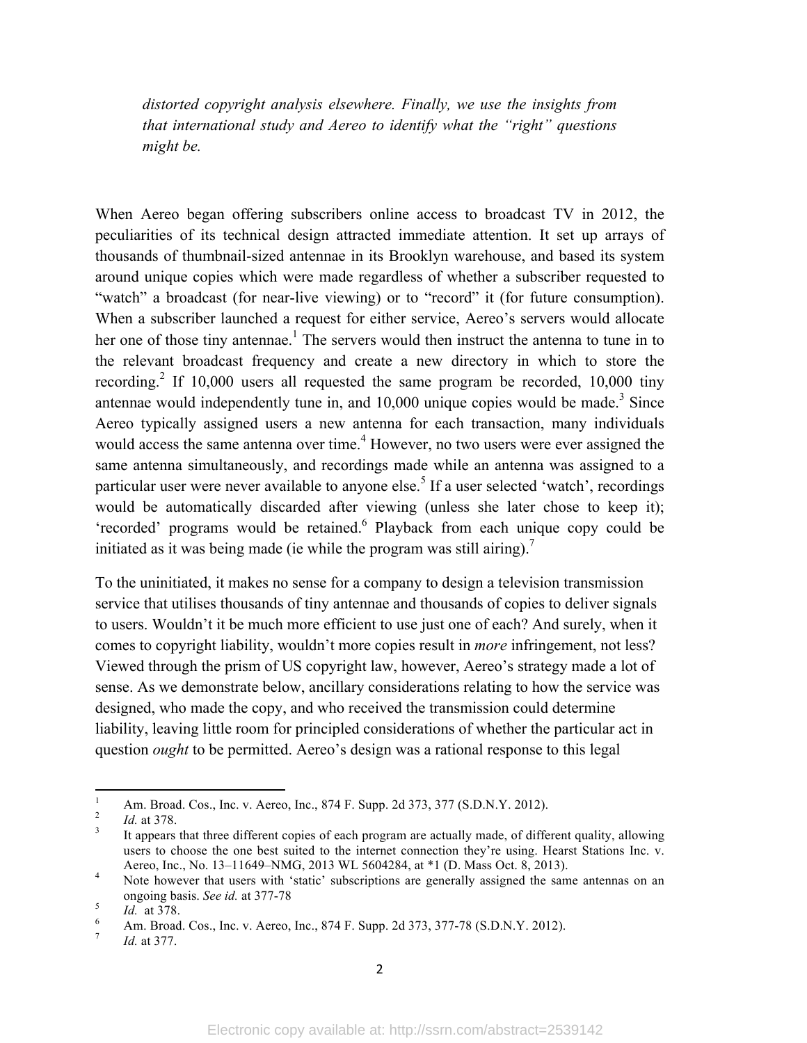*distorted copyright analysis elsewhere. Finally, we use the insights from that international study and Aereo to identify what the "right" questions might be.*

When Aereo began offering subscribers online access to broadcast TV in 2012, the peculiarities of its technical design attracted immediate attention. It set up arrays of thousands of thumbnail-sized antennae in its Brooklyn warehouse, and based its system around unique copies which were made regardless of whether a subscriber requested to "watch" a broadcast (for near-live viewing) or to "record" it (for future consumption). When a subscriber launched a request for either service, Aereo's servers would allocate her one of those tiny antennae.[1] The servers would then instruct the antenna to tune in to the relevant broadcast frequency and create a new directory in which to store the recording.[2] If 10,000 users all requested the same program be recorded, 10,000 tiny antennae would independently tune in, and 10,000 unique copies would be made.[3] Since Aereo typically assigned users a new antenna for each transaction, many individuals would access the same antenna over time.[4] However, no two users were ever assigned the same antenna simultaneously, and recordings made while an antenna was assigned to a particular user were never available to anyone else.[5] If a user selected 'watch', recordings would be automatically discarded after viewing (unless she later chose to keep it); 'recorded' programs would be retained.[6] Playback from each unique copy could be initiated as it was being made (ie while the program was still airing).[7]

To the uninitiated, it makes no sense for a company to design a television transmission service that utilises thousands of tiny antennae and thousands of copies to deliver signals to users. Wouldn't it be much more efficient to use just one of each? And surely, when it comes to copyright liability, wouldn't more copies result in *more* infringement, not less? Viewed through the prism of US copyright law, however, Aereo's strategy made a lot of sense. As we demonstrate below, ancillary considerations relating to how the service was designed, who made the copy, and who received the transmission could determine liability, leaving little room for principled considerations of whether the particular act in question *ought* to be permitted. Aereo's design was a rational response to this legal

---

[1] Am. Broad. Cos., Inc. v. Aereo, Inc., 874 F. Supp. 2d 373, 377 (S.D.N.Y. 2012).

[2] *Id.* at 378.

[3] It appears that three different copies of each program are actually made, of different quality, allowing users to choose the one best suited to the internet connection they're using. Hearst Stations Inc. v. Aereo, Inc., No. 13–11649–NMG, 2013 WL 5604284, at *1 (D. Mass Oct. 8, 2013).

[4] Note however that users with 'static' subscriptions are generally assigned the same antennas on an ongoing basis. *See id.* at 377-78

[5] *Id.* at 378.

[6] Am. Broad. Cos., Inc. v. Aereo, Inc., 874 F. Supp. 2d 373, 377-78 (S.D.N.Y. 2012).

[7] *Id.* at 377.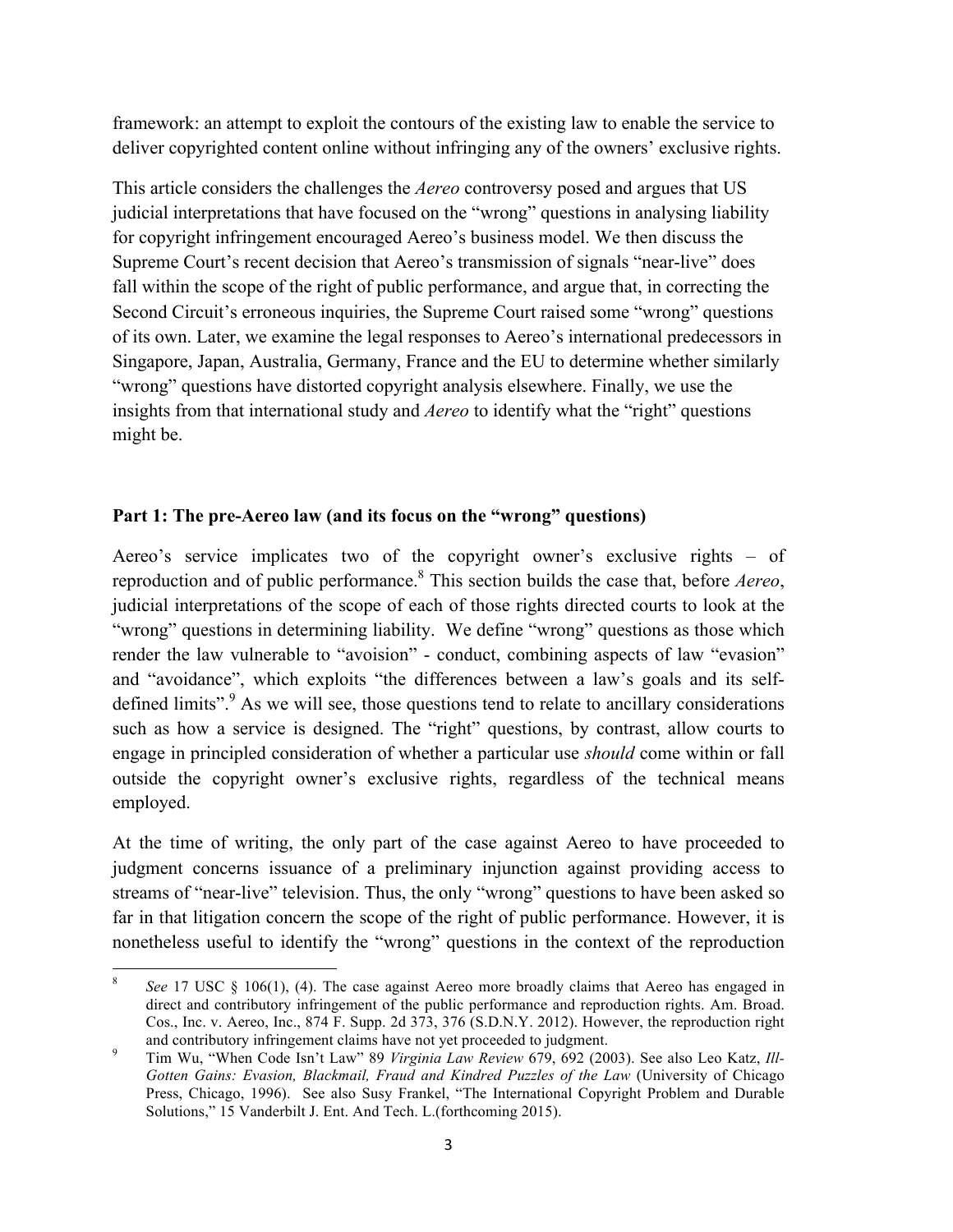framework: an attempt to exploit the contours of the existing law to enable the service to deliver copyrighted content online without infringing any of the owners' exclusive rights.

This article considers the challenges the *Aereo* controversy posed and argues that US judicial interpretations that have focused on the "wrong" questions in analysing liability for copyright infringement encouraged Aereo's business model. We then discuss the Supreme Court's recent decision that Aereo's transmission of signals "near-live" does fall within the scope of the right of public performance, and argue that, in correcting the Second Circuit's erroneous inquiries, the Supreme Court raised some "wrong" questions of its own. Later, we examine the legal responses to Aereo's international predecessors in Singapore, Japan, Australia, Germany, France and the EU to determine whether similarly "wrong" questions have distorted copyright analysis elsewhere. Finally, we use the insights from that international study and *Aereo* to identify what the "right" questions might be.

## Part 1: The pre-Aereo law (and its focus on the "wrong" questions)

Aereo's service implicates two of the copyright owner's exclusive rights – of reproduction and of public performance.[8] This section builds the case that, before *Aereo*, judicial interpretations of the scope of each of those rights directed courts to look at the "wrong" questions in determining liability. We define "wrong" questions as those which render the law vulnerable to "avoision" - conduct, combining aspects of law "evasion" and "avoidance", which exploits "the differences between a law's goals and its self-defined limits".[9] As we will see, those questions tend to relate to ancillary considerations such as how a service is designed. The "right" questions, by contrast, allow courts to engage in principled consideration of whether a particular use *should* come within or fall outside the copyright owner's exclusive rights, regardless of the technical means employed.

At the time of writing, the only part of the case against Aereo to have proceeded to judgment concerns issuance of a preliminary injunction against providing access to streams of "near-live" television. Thus, the only "wrong" questions to have been asked so far in that litigation concern the scope of the right of public performance. However, it is nonetheless useful to identify the "wrong" questions in the context of the reproduction

---

[8] *See* 17 USC § 106(1), (4). The case against Aereo more broadly claims that Aereo has engaged in direct and contributory infringement of the public performance and reproduction rights. Am. Broad. Cos., Inc. v. Aereo, Inc., 874 F. Supp. 2d 373, 376 (S.D.N.Y. 2012). However, the reproduction right and contributory infringement claims have not yet proceeded to judgment.

[9] Tim Wu, "When Code Isn't Law" 89 *Virginia Law Review* 679, 692 (2003). See also Leo Katz, *Ill-Gotten Gains: Evasion, Blackmail, Fraud and Kindred Puzzles of the Law* (University of Chicago Press, Chicago, 1996). See also Susy Frankel, "The International Copyright Problem and Durable Solutions," 15 Vanderbilt J. Ent. And Tech. L.(forthcoming 2015).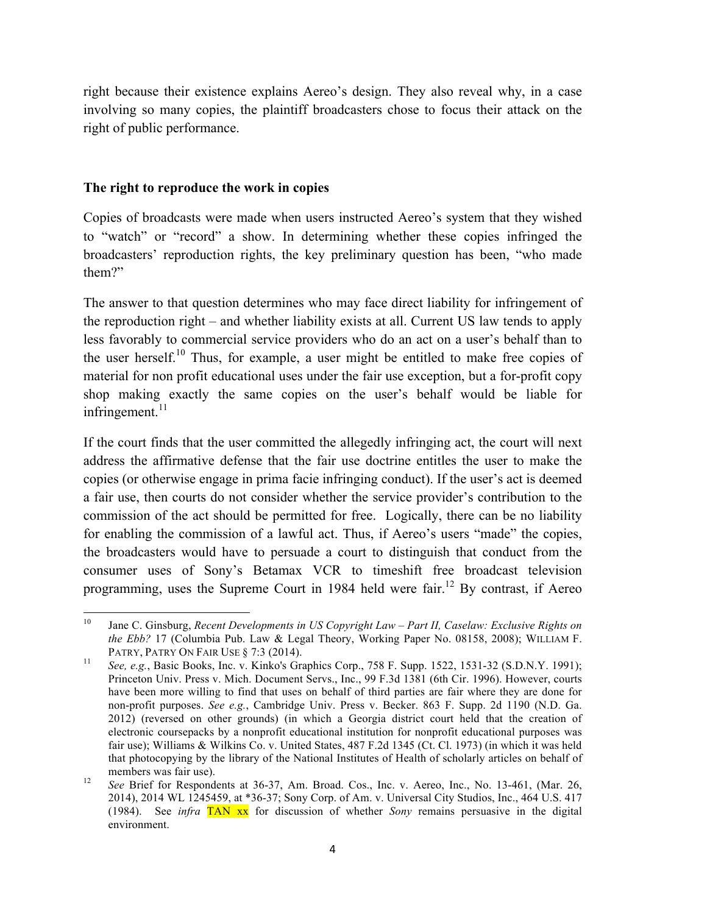right because their existence explains Aereo's design. They also reveal why, in a case involving so many copies, the plaintiff broadcasters chose to focus their attack on the right of public performance.

**The right to reproduce the work in copies**

Copies of broadcasts were made when users instructed Aereo's system that they wished to "watch" or "record" a show. In determining whether these copies infringed the broadcasters' reproduction rights, the key preliminary question has been, "who made them?"

The answer to that question determines who may face direct liability for infringement of the reproduction right – and whether liability exists at all. Current US law tends to apply less favorably to commercial service providers who do an act on a user's behalf than to the user herself.[10] Thus, for example, a user might be entitled to make free copies of material for non profit educational uses under the fair use exception, but a for-profit copy shop making exactly the same copies on the user's behalf would be liable for infringement.[11]

If the court finds that the user committed the allegedly infringing act, the court will next address the affirmative defense that the fair use doctrine entitles the user to make the copies (or otherwise engage in prima facie infringing conduct). If the user's act is deemed a fair use, then courts do not consider whether the service provider's contribution to the commission of the act should be permitted for free. Logically, there can be no liability for enabling the commission of a lawful act. Thus, if Aereo's users "made" the copies, the broadcasters would have to persuade a court to distinguish that conduct from the consumer uses of Sony's Betamax VCR to timeshift free broadcast television programming, uses the Supreme Court in 1984 held were fair.[12] By contrast, if Aereo

---

[10] Jane C. Ginsburg, *Recent Developments in US Copyright Law – Part II, Caselaw: Exclusive Rights on the Ebb?* 17 (Columbia Pub. Law & Legal Theory, Working Paper No. 08158, 2008); WILLIAM F. PATRY, PATRY ON FAIR USE § 7:3 (2014).

[11] *See, e.g.*, Basic Books, Inc. v. Kinko's Graphics Corp., 758 F. Supp. 1522, 1531-32 (S.D.N.Y. 1991); Princeton Univ. Press v. Mich. Document Servs., Inc., 99 F.3d 1381 (6th Cir. 1996). However, courts have been more willing to find that uses on behalf of third parties are fair where they are done for non-profit purposes. *See e.g.*, Cambridge Univ. Press v. Becker. 863 F. Supp. 2d 1190 (N.D. Ga. 2012) (reversed on other grounds) (in which a Georgia district court held that the creation of electronic coursepacks by a nonprofit educational institution for nonprofit educational purposes was fair use); Williams & Wilkins Co. v. United States, 487 F.2d 1345 (Ct. Cl. 1973) (in which it was held that photocopying by the library of the National Institutes of Health of scholarly articles on behalf of members was fair use).

[12] *See* Brief for Respondents at 36-37, Am. Broad. Cos., Inc. v. Aereo, Inc., No. 13-461, (Mar. 26, 2014), 2014 WL 1245459, at *36-37; Sony Corp. of Am. v. Universal City Studios, Inc., 464 U.S. 417 (1984). See *infra* TAN xx for discussion of whether *Sony* remains persuasive in the digital environment.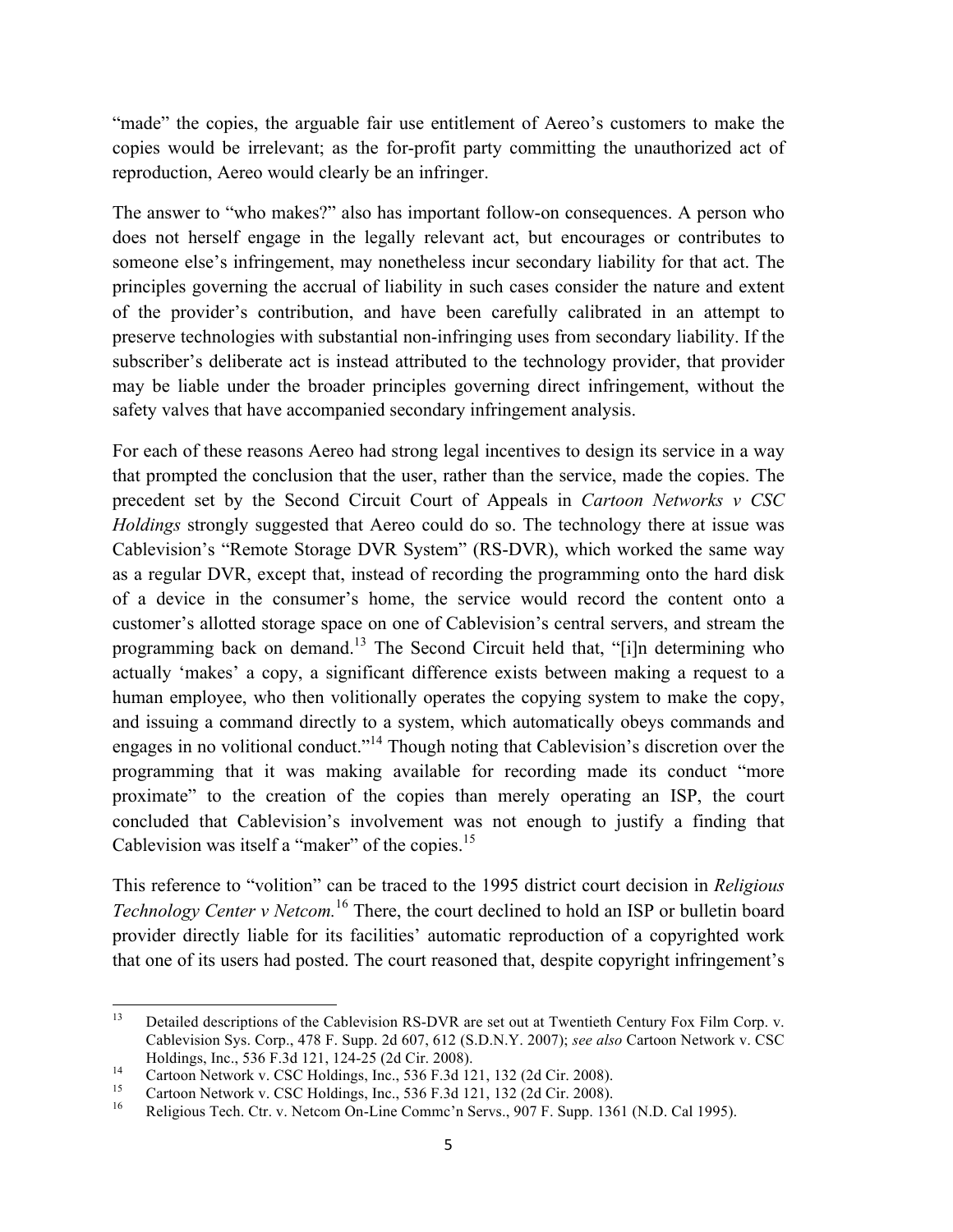"made" the copies, the arguable fair use entitlement of Aereo's customers to make the copies would be irrelevant; as the for-profit party committing the unauthorized act of reproduction, Aereo would clearly be an infringer.

The answer to "who makes?" also has important follow-on consequences. A person who does not herself engage in the legally relevant act, but encourages or contributes to someone else's infringement, may nonetheless incur secondary liability for that act. The principles governing the accrual of liability in such cases consider the nature and extent of the provider's contribution, and have been carefully calibrated in an attempt to preserve technologies with substantial non-infringing uses from secondary liability. If the subscriber's deliberate act is instead attributed to the technology provider, that provider may be liable under the broader principles governing direct infringement, without the safety valves that have accompanied secondary infringement analysis.

For each of these reasons Aereo had strong legal incentives to design its service in a way that prompted the conclusion that the user, rather than the service, made the copies. The precedent set by the Second Circuit Court of Appeals in *Cartoon Networks v CSC Holdings* strongly suggested that Aereo could do so. The technology there at issue was Cablevision's "Remote Storage DVR System" (RS-DVR), which worked the same way as a regular DVR, except that, instead of recording the programming onto the hard disk of a device in the consumer's home, the service would record the content onto a customer's allotted storage space on one of Cablevision's central servers, and stream the programming back on demand.[13] The Second Circuit held that, "[i]n determining who actually 'makes' a copy, a significant difference exists between making a request to a human employee, who then volitionally operates the copying system to make the copy, and issuing a command directly to a system, which automatically obeys commands and engages in no volitional conduct."[14] Though noting that Cablevision's discretion over the programming that it was making available for recording made its conduct "more proximate" to the creation of the copies than merely operating an ISP, the court concluded that Cablevision's involvement was not enough to justify a finding that Cablevision was itself a "maker" of the copies.[15]

This reference to "volition" can be traced to the 1995 district court decision in *Religious Technology Center v Netcom.*[16] There, the court declined to hold an ISP or bulletin board provider directly liable for its facilities' automatic reproduction of a copyrighted work that one of its users had posted. The court reasoned that, despite copyright infringement's

---

[13] Detailed descriptions of the Cablevision RS-DVR are set out at Twentieth Century Fox Film Corp. v. Cablevision Sys. Corp., 478 F. Supp. 2d 607, 612 (S.D.N.Y. 2007); *see also* Cartoon Network v. CSC Holdings, Inc., 536 F.3d 121, 124-25 (2d Cir. 2008).

[14] Cartoon Network v. CSC Holdings, Inc., 536 F.3d 121, 132 (2d Cir. 2008).

[15] Cartoon Network v. CSC Holdings, Inc., 536 F.3d 121, 132 (2d Cir. 2008).

[16] Religious Tech. Ctr. v. Netcom On-Line Commc'n Servs., 907 F. Supp. 1361 (N.D. Cal 1995).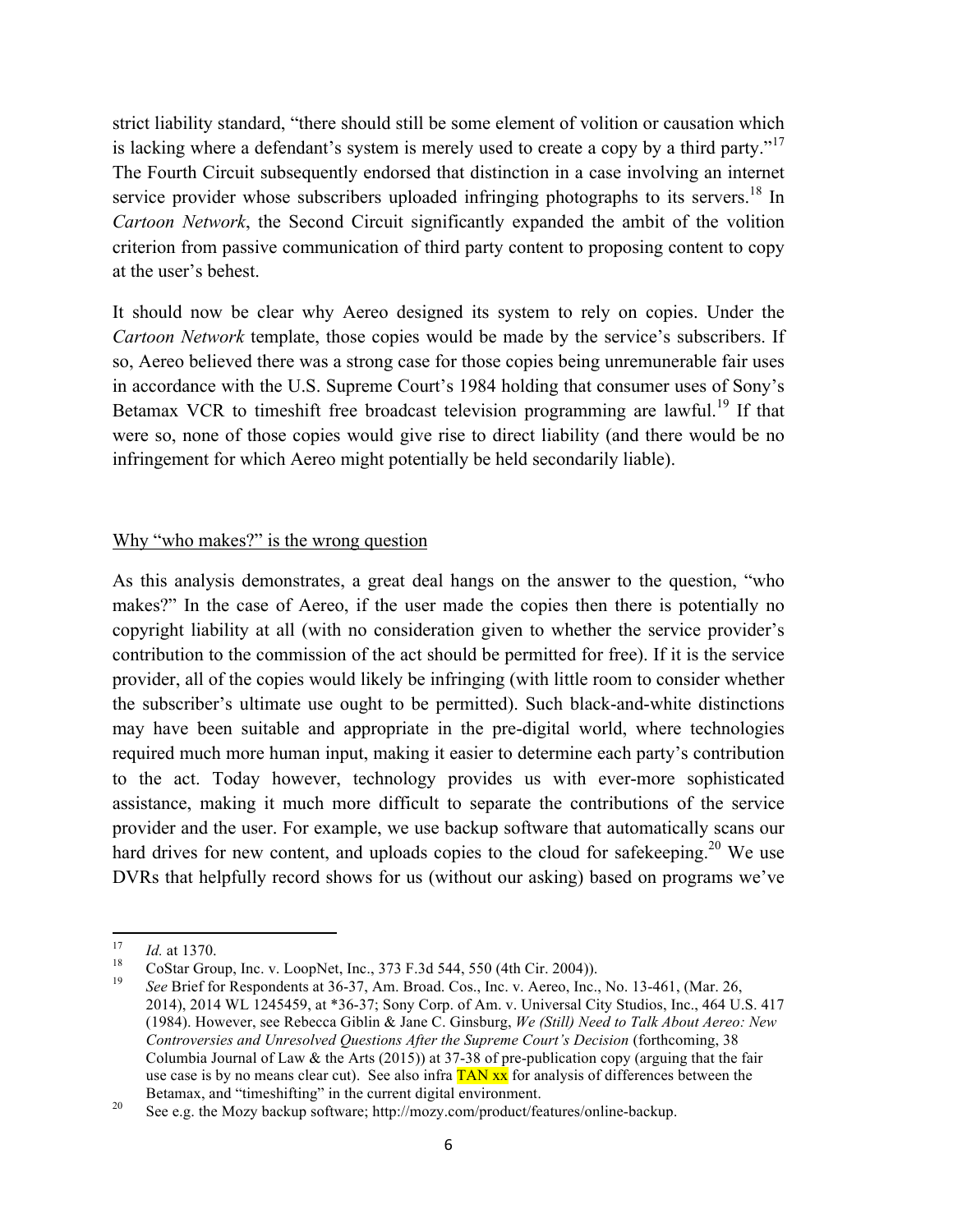strict liability standard, "there should still be some element of volition or causation which is lacking where a defendant's system is merely used to create a copy by a third party."[17] The Fourth Circuit subsequently endorsed that distinction in a case involving an internet service provider whose subscribers uploaded infringing photographs to its servers.[18] In *Cartoon Network*, the Second Circuit significantly expanded the ambit of the volition criterion from passive communication of third party content to proposing content to copy at the user's behest.

It should now be clear why Aereo designed its system to rely on copies. Under the *Cartoon Network* template, those copies would be made by the service's subscribers. If so, Aereo believed there was a strong case for those copies being unremunerable fair uses in accordance with the U.S. Supreme Court's 1984 holding that consumer uses of Sony's Betamax VCR to timeshift free broadcast television programming are lawful.[19] If that were so, none of those copies would give rise to direct liability (and there would be no infringement for which Aereo might potentially be held secondarily liable).

<u>Why "who makes?" is the wrong question</u>

As this analysis demonstrates, a great deal hangs on the answer to the question, "who makes?" In the case of Aereo, if the user made the copies then there is potentially no copyright liability at all (with no consideration given to whether the service provider's contribution to the commission of the act should be permitted for free). If it is the service provider, all of the copies would likely be infringing (with little room to consider whether the subscriber's ultimate use ought to be permitted). Such black-and-white distinctions may have been suitable and appropriate in the pre-digital world, where technologies required much more human input, making it easier to determine each party's contribution to the act. Today however, technology provides us with ever-more sophisticated assistance, making it much more difficult to separate the contributions of the service provider and the user. For example, we use backup software that automatically scans our hard drives for new content, and uploads copies to the cloud for safekeeping.[20] We use DVRs that helpfully record shows for us (without our asking) based on programs we've

---

[17] *Id.* at 1370.

[18] CoStar Group, Inc. v. LoopNet, Inc., 373 F.3d 544, 550 (4th Cir. 2004)).

[19] *See* Brief for Respondents at 36-37, Am. Broad. Cos., Inc. v. Aereo, Inc., No. 13-461, (Mar. 26, 2014), 2014 WL 1245459, at *36-37; Sony Corp. of Am. v. Universal City Studios, Inc., 464 U.S. 417 (1984). However, see Rebecca Giblin & Jane C. Ginsburg, *We (Still) Need to Talk About Aereo: New Controversies and Unresolved Questions After the Supreme Court's Decision* (forthcoming, 38 Columbia Journal of Law & the Arts (2015)) at 37-38 of pre-publication copy (arguing that the fair use case is by no means clear cut). See also infra TAN xx for analysis of differences between the Betamax, and "timeshifting" in the current digital environment.

[20] See e.g. the Mozy backup software; http://mozy.com/product/features/online-backup.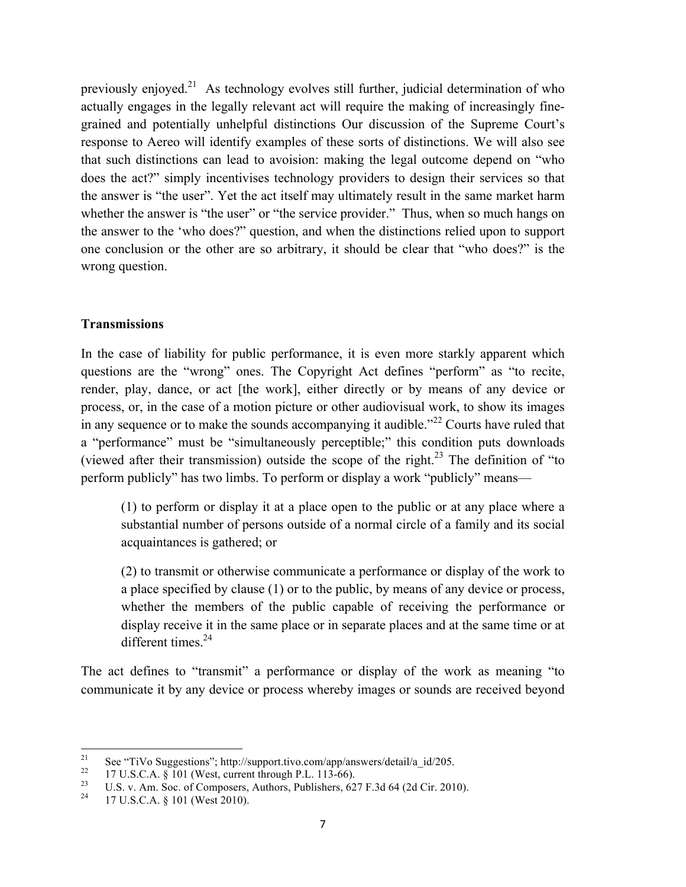previously enjoyed.[21] As technology evolves still further, judicial determination of who actually engages in the legally relevant act will require the making of increasingly fine-grained and potentially unhelpful distinctions Our discussion of the Supreme Court's response to Aereo will identify examples of these sorts of distinctions. We will also see that such distinctions can lead to avoision: making the legal outcome depend on "who does the act?" simply incentivises technology providers to design their services so that the answer is "the user". Yet the act itself may ultimately result in the same market harm whether the answer is "the user" or "the service provider." Thus, when so much hangs on the answer to the 'who does?" question, and when the distinctions relied upon to support one conclusion or the other are so arbitrary, it should be clear that "who does?" is the wrong question.

**Transmissions**

In the case of liability for public performance, it is even more starkly apparent which questions are the "wrong" ones. The Copyright Act defines "perform" as "to recite, render, play, dance, or act [the work], either directly or by means of any device or process, or, in the case of a motion picture or other audiovisual work, to show its images in any sequence or to make the sounds accompanying it audible."[22] Courts have ruled that a "performance" must be "simultaneously perceptible;" this condition puts downloads (viewed after their transmission) outside the scope of the right.[23] The definition of "to perform publicly" has two limbs. To perform or display a work "publicly" means—

> (1) to perform or display it at a place open to the public or at any place where a substantial number of persons outside of a normal circle of a family and its social acquaintances is gathered; or
>
> (2) to transmit or otherwise communicate a performance or display of the work to a place specified by clause (1) or to the public, by means of any device or process, whether the members of the public capable of receiving the performance or display receive it in the same place or in separate places and at the same time or at different times.[24]

The act defines to "transmit" a performance or display of the work as meaning "to communicate it by any device or process whereby images or sounds are received beyond

---

[21] See "TiVo Suggestions"; http://support.tivo.com/app/answers/detail/a_id/205.

[22] 17 U.S.C.A. § 101 (West, current through P.L. 113-66).

[23] U.S. v. Am. Soc. of Composers, Authors, Publishers, 627 F.3d 64 (2d Cir. 2010).

[24] 17 U.S.C.A. § 101 (West 2010).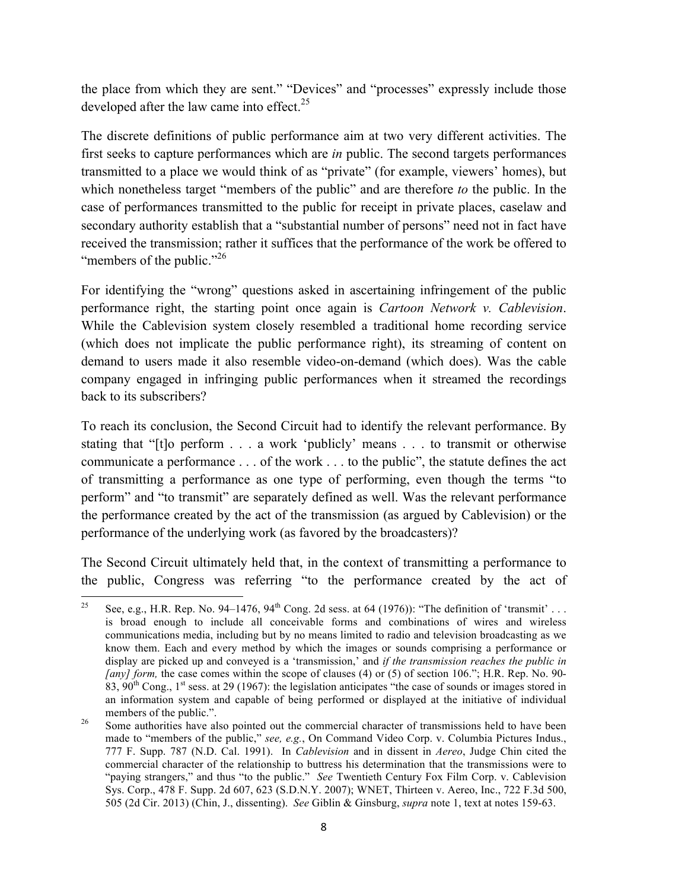the place from which they are sent." "Devices" and "processes" expressly include those developed after the law came into effect.[25]

The discrete definitions of public performance aim at two very different activities. The first seeks to capture performances which are *in* public. The second targets performances transmitted to a place we would think of as "private" (for example, viewers' homes), but which nonetheless target "members of the public" and are therefore *to* the public. In the case of performances transmitted to the public for receipt in private places, caselaw and secondary authority establish that a "substantial number of persons" need not in fact have received the transmission; rather it suffices that the performance of the work be offered to "members of the public."[26]

For identifying the "wrong" questions asked in ascertaining infringement of the public performance right, the starting point once again is *Cartoon Network v. Cablevision*. While the Cablevision system closely resembled a traditional home recording service (which does not implicate the public performance right), its streaming of content on demand to users made it also resemble video-on-demand (which does). Was the cable company engaged in infringing public performances when it streamed the recordings back to its subscribers?

To reach its conclusion, the Second Circuit had to identify the relevant performance. By stating that "[t]o perform . . . a work 'publicly' means . . . to transmit or otherwise communicate a performance . . . of the work . . . to the public", the statute defines the act of transmitting a performance as one type of performing, even though the terms "to perform" and "to transmit" are separately defined as well. Was the relevant performance the performance created by the act of the transmission (as argued by Cablevision) or the performance of the underlying work (as favored by the broadcasters)?

The Second Circuit ultimately held that, in the context of transmitting a performance to the public, Congress was referring "to the performance created by the act of

---

[25] See, e.g., H.R. Rep. No. 94–1476, 94th Cong. 2d sess. at 64 (1976)): "The definition of 'transmit' . . . is broad enough to include all conceivable forms and combinations of wires and wireless communications media, including but by no means limited to radio and television broadcasting as we know them. Each and every method by which the images or sounds comprising a performance or display are picked up and conveyed is a 'transmission,' and *if the transmission reaches the public in [any] form,* the case comes within the scope of clauses (4) or (5) of section 106."; H.R. Rep. No. 90-83, 90th Cong., 1st sess. at 29 (1967): the legislation anticipates "the case of sounds or images stored in an information system and capable of being performed or displayed at the initiative of individual members of the public.".

[26] Some authorities have also pointed out the commercial character of transmissions held to have been made to "members of the public," *see, e.g.*, On Command Video Corp. v. Columbia Pictures Indus., 777 F. Supp. 787 (N.D. Cal. 1991). In *Cablevision* and in dissent in *Aereo*, Judge Chin cited the commercial character of the relationship to buttress his determination that the transmissions were to "paying strangers," and thus "to the public." *See* Twentieth Century Fox Film Corp. v. Cablevision Sys. Corp., 478 F. Supp. 2d 607, 623 (S.D.N.Y. 2007); WNET, Thirteen v. Aereo, Inc., 722 F.3d 500, 505 (2d Cir. 2013) (Chin, J., dissenting). *See* Giblin & Ginsburg, *supra* note 1, text at notes 159-63.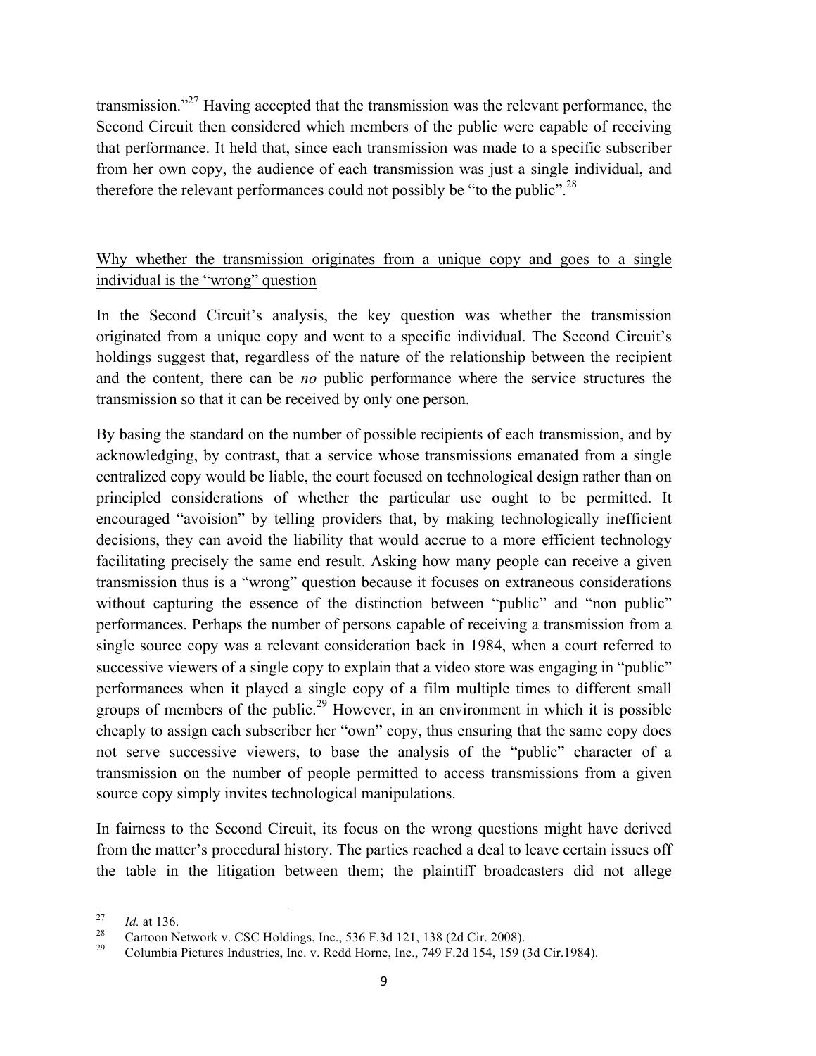transmission."[27] Having accepted that the transmission was the relevant performance, the Second Circuit then considered which members of the public were capable of receiving that performance. It held that, since each transmission was made to a specific subscriber from her own copy, the audience of each transmission was just a single individual, and therefore the relevant performances could not possibly be "to the public".[28]

<u>Why whether the transmission originates from a unique copy and goes to a single individual is the "wrong" question</u>

In the Second Circuit's analysis, the key question was whether the transmission originated from a unique copy and went to a specific individual. The Second Circuit's holdings suggest that, regardless of the nature of the relationship between the recipient and the content, there can be *no* public performance where the service structures the transmission so that it can be received by only one person.

By basing the standard on the number of possible recipients of each transmission, and by acknowledging, by contrast, that a service whose transmissions emanated from a single centralized copy would be liable, the court focused on technological design rather than on principled considerations of whether the particular use ought to be permitted. It encouraged "avoision" by telling providers that, by making technologically inefficient decisions, they can avoid the liability that would accrue to a more efficient technology facilitating precisely the same end result. Asking how many people can receive a given transmission thus is a "wrong" question because it focuses on extraneous considerations without capturing the essence of the distinction between "public" and "non public" performances. Perhaps the number of persons capable of receiving a transmission from a single source copy was a relevant consideration back in 1984, when a court referred to successive viewers of a single copy to explain that a video store was engaging in "public" performances when it played a single copy of a film multiple times to different small groups of members of the public.[29] However, in an environment in which it is possible cheaply to assign each subscriber her "own" copy, thus ensuring that the same copy does not serve successive viewers, to base the analysis of the "public" character of a transmission on the number of people permitted to access transmissions from a given source copy simply invites technological manipulations.

In fairness to the Second Circuit, its focus on the wrong questions might have derived from the matter's procedural history. The parties reached a deal to leave certain issues off the table in the litigation between them; the plaintiff broadcasters did not allege

---

[27] *Id.* at 136.

[28] Cartoon Network v. CSC Holdings, Inc., 536 F.3d 121, 138 (2d Cir. 2008).

[29] Columbia Pictures Industries, Inc. v. Redd Horne, Inc., 749 F.2d 154, 159 (3d Cir.1984).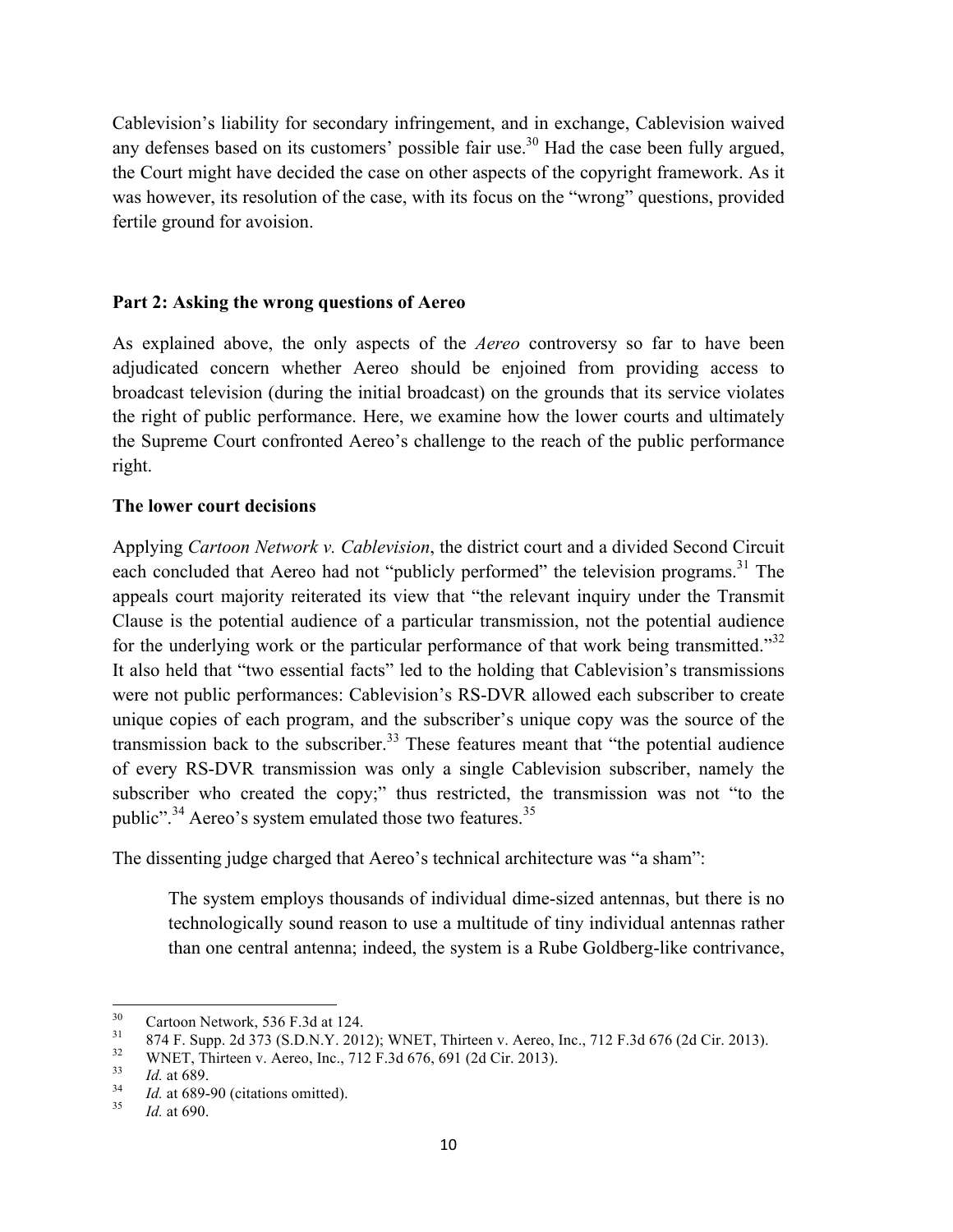Cablevision's liability for secondary infringement, and in exchange, Cablevision waived any defenses based on its customers' possible fair use.[30] Had the case been fully argued, the Court might have decided the case on other aspects of the copyright framework. As it was however, its resolution of the case, with its focus on the "wrong" questions, provided fertile ground for avoision.

**Part 2: Asking the wrong questions of Aereo**

As explained above, the only aspects of the *Aereo* controversy so far to have been adjudicated concern whether Aereo should be enjoined from providing access to broadcast television (during the initial broadcast) on the grounds that its service violates the right of public performance. Here, we examine how the lower courts and ultimately the Supreme Court confronted Aereo's challenge to the reach of the public performance right.

**The lower court decisions**

Applying *Cartoon Network v. Cablevision*, the district court and a divided Second Circuit each concluded that Aereo had not "publicly performed" the television programs.[31] The appeals court majority reiterated its view that "the relevant inquiry under the Transmit Clause is the potential audience of a particular transmission, not the potential audience for the underlying work or the particular performance of that work being transmitted."[32] It also held that "two essential facts" led to the holding that Cablevision's transmissions were not public performances: Cablevision's RS-DVR allowed each subscriber to create unique copies of each program, and the subscriber's unique copy was the source of the transmission back to the subscriber.[33] These features meant that "the potential audience of every RS-DVR transmission was only a single Cablevision subscriber, namely the subscriber who created the copy;" thus restricted, the transmission was not "to the public".[34] Aereo's system emulated those two features.[35]

The dissenting judge charged that Aereo's technical architecture was "a sham":

> The system employs thousands of individual dime-sized antennas, but there is no technologically sound reason to use a multitude of tiny individual antennas rather than one central antenna; indeed, the system is a Rube Goldberg-like contrivance,

---

[30] Cartoon Network, 536 F.3d at 124.

[31] 874 F. Supp. 2d 373 (S.D.N.Y. 2012); WNET, Thirteen v. Aereo, Inc., 712 F.3d 676 (2d Cir. 2013).

[32] WNET, Thirteen v. Aereo, Inc., 712 F.3d 676, 691 (2d Cir. 2013).

[33] *Id.* at 689.

[34] *Id.* at 689-90 (citations omitted).

[35] *Id.* at 690.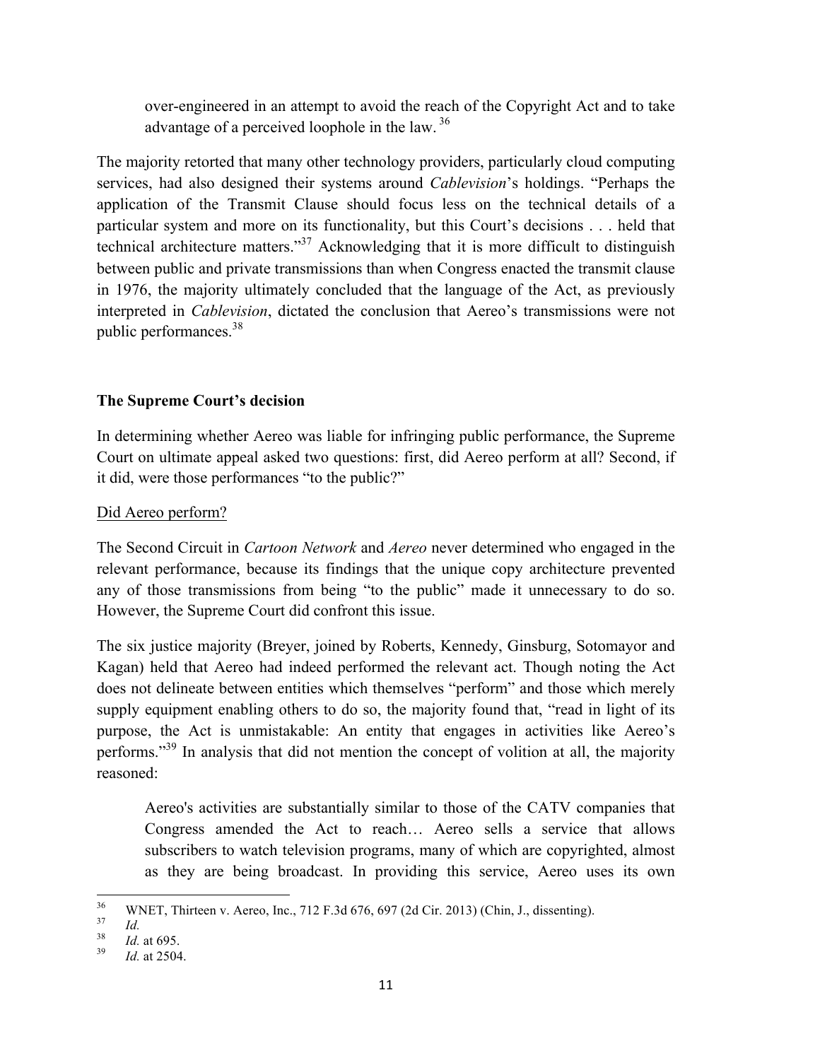> over-engineered in an attempt to avoid the reach of the Copyright Act and to take advantage of a perceived loophole in the law. [36]

The majority retorted that many other technology providers, particularly cloud computing services, had also designed their systems around *Cablevision*'s holdings. "Perhaps the application of the Transmit Clause should focus less on the technical details of a particular system and more on its functionality, but this Court's decisions . . . held that technical architecture matters."[37] Acknowledging that it is more difficult to distinguish between public and private transmissions than when Congress enacted the transmit clause in 1976, the majority ultimately concluded that the language of the Act, as previously interpreted in *Cablevision*, dictated the conclusion that Aereo's transmissions were not public performances.[38]

**The Supreme Court's decision**

In determining whether Aereo was liable for infringing public performance, the Supreme Court on ultimate appeal asked two questions: first, did Aereo perform at all? Second, if it did, were those performances "to the public?"

<u>Did Aereo perform?</u>

The Second Circuit in *Cartoon Network* and *Aereo* never determined who engaged in the relevant performance, because its findings that the unique copy architecture prevented any of those transmissions from being "to the public" made it unnecessary to do so. However, the Supreme Court did confront this issue.

The six justice majority (Breyer, joined by Roberts, Kennedy, Ginsburg, Sotomayor and Kagan) held that Aereo had indeed performed the relevant act. Though noting the Act does not delineate between entities which themselves "perform" and those which merely supply equipment enabling others to do so, the majority found that, "read in light of its purpose, the Act is unmistakable: An entity that engages in activities like Aereo's performs."[39] In analysis that did not mention the concept of volition at all, the majority reasoned:

> Aereo's activities are substantially similar to those of the CATV companies that Congress amended the Act to reach… Aereo sells a service that allows subscribers to watch television programs, many of which are copyrighted, almost as they are being broadcast. In providing this service, Aereo uses its own

---

[36] WNET, Thirteen v. Aereo, Inc., 712 F.3d 676, 697 (2d Cir. 2013) (Chin, J., dissenting).

[37] *Id.*

[38] *Id.* at 695.

[39] *Id.* at 2504.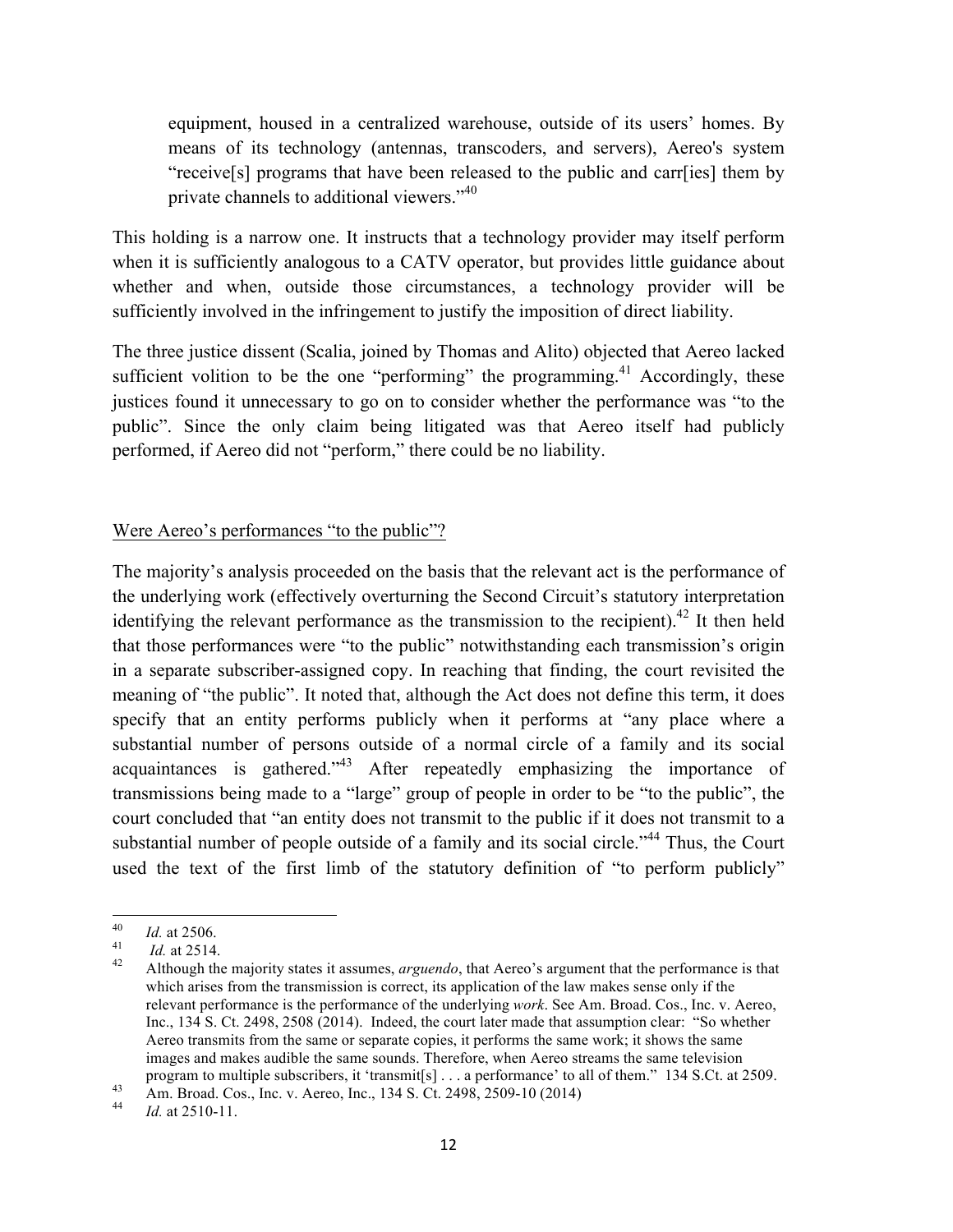> equipment, housed in a centralized warehouse, outside of its users' homes. By means of its technology (antennas, transcoders, and servers), Aereo's system "receive[s] programs that have been released to the public and carr[ies] them by private channels to additional viewers."[40]

This holding is a narrow one. It instructs that a technology provider may itself perform when it is sufficiently analogous to a CATV operator, but provides little guidance about whether and when, outside those circumstances, a technology provider will be sufficiently involved in the infringement to justify the imposition of direct liability.

The three justice dissent (Scalia, joined by Thomas and Alito) objected that Aereo lacked sufficient volition to be the one "performing" the programming.[41] Accordingly, these justices found it unnecessary to go on to consider whether the performance was "to the public". Since the only claim being litigated was that Aereo itself had publicly performed, if Aereo did not "perform," there could be no liability.

<u>Were Aereo's performances "to the public"?</u>

The majority's analysis proceeded on the basis that the relevant act is the performance of the underlying work (effectively overturning the Second Circuit's statutory interpretation identifying the relevant performance as the transmission to the recipient).[42] It then held that those performances were "to the public" notwithstanding each transmission's origin in a separate subscriber-assigned copy. In reaching that finding, the court revisited the meaning of "the public". It noted that, although the Act does not define this term, it does specify that an entity performs publicly when it performs at "any place where a substantial number of persons outside of a normal circle of a family and its social acquaintances is gathered."[43] After repeatedly emphasizing the importance of transmissions being made to a "large" group of people in order to be "to the public", the court concluded that "an entity does not transmit to the public if it does not transmit to a substantial number of people outside of a family and its social circle."[44] Thus, the Court used the text of the first limb of the statutory definition of "to perform publicly"

---

[40] *Id.* at 2506.

[41] *Id.* at 2514.

[42] Although the majority states it assumes, *arguendo*, that Aereo's argument that the performance is that which arises from the transmission is correct, its application of the law makes sense only if the relevant performance is the performance of the underlying *work*. See Am. Broad. Cos., Inc. v. Aereo, Inc., 134 S. Ct. 2498, 2508 (2014). Indeed, the court later made that assumption clear: "So whether Aereo transmits from the same or separate copies, it performs the same work; it shows the same images and makes audible the same sounds. Therefore, when Aereo streams the same television program to multiple subscribers, it 'transmit[s] . . . a performance' to all of them." 134 S.Ct. at 2509.

[43] Am. Broad. Cos., Inc. v. Aereo, Inc., 134 S. Ct. 2498, 2509-10 (2014)

[44] *Id.* at 2510-11.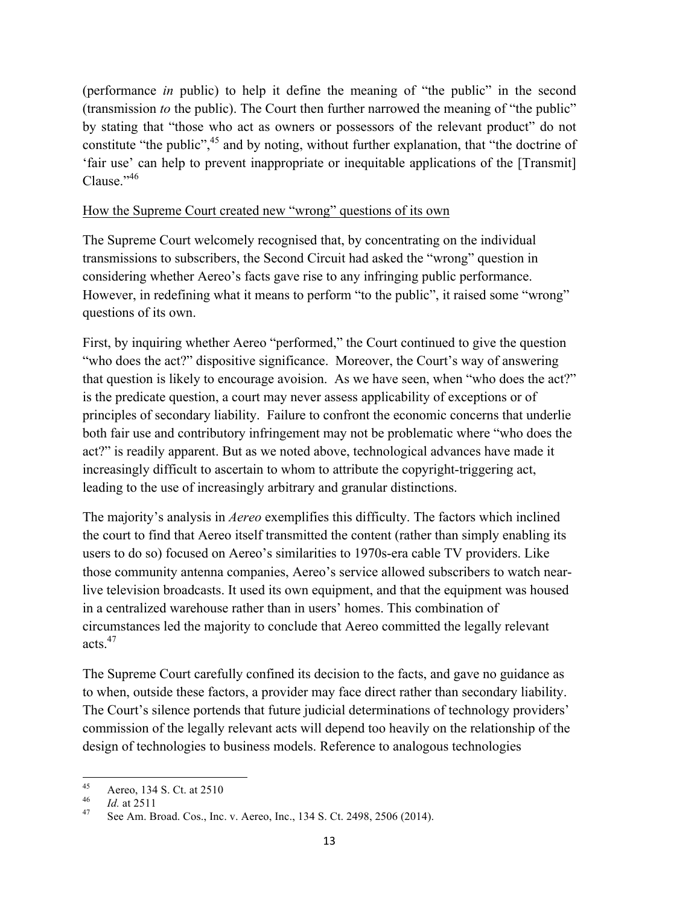(performance *in* public) to help it define the meaning of "the public" in the second (transmission *to* the public). The Court then further narrowed the meaning of "the public" by stating that "those who act as owners or possessors of the relevant product" do not constitute "the public",[45] and by noting, without further explanation, that "the doctrine of 'fair use' can help to prevent inappropriate or inequitable applications of the [Transmit] Clause."[46]

How the Supreme Court created new "wrong" questions of its own

The Supreme Court welcomely recognised that, by concentrating on the individual transmissions to subscribers, the Second Circuit had asked the "wrong" question in considering whether Aereo's facts gave rise to any infringing public performance. However, in redefining what it means to perform "to the public", it raised some "wrong" questions of its own.

First, by inquiring whether Aereo "performed," the Court continued to give the question "who does the act?" dispositive significance. Moreover, the Court's way of answering that question is likely to encourage avoision. As we have seen, when "who does the act?" is the predicate question, a court may never assess applicability of exceptions or of principles of secondary liability. Failure to confront the economic concerns that underlie both fair use and contributory infringement may not be problematic where "who does the act?" is readily apparent. But as we noted above, technological advances have made it increasingly difficult to ascertain to whom to attribute the copyright-triggering act, leading to the use of increasingly arbitrary and granular distinctions.

The majority's analysis in *Aereo* exemplifies this difficulty. The factors which inclined the court to find that Aereo itself transmitted the content (rather than simply enabling its users to do so) focused on Aereo's similarities to 1970s-era cable TV providers. Like those community antenna companies, Aereo's service allowed subscribers to watch near-live television broadcasts. It used its own equipment, and that the equipment was housed in a centralized warehouse rather than in users' homes. This combination of circumstances led the majority to conclude that Aereo committed the legally relevant acts.[47]

The Supreme Court carefully confined its decision to the facts, and gave no guidance as to when, outside these factors, a provider may face direct rather than secondary liability. The Court's silence portends that future judicial determinations of technology providers' commission of the legally relevant acts will depend too heavily on the relationship of the design of technologies to business models. Reference to analogous technologies

---

[45] Aereo, 134 S. Ct. at 2510

[46] *Id.* at 2511

[47] See Am. Broad. Cos., Inc. v. Aereo, Inc., 134 S. Ct. 2498, 2506 (2014).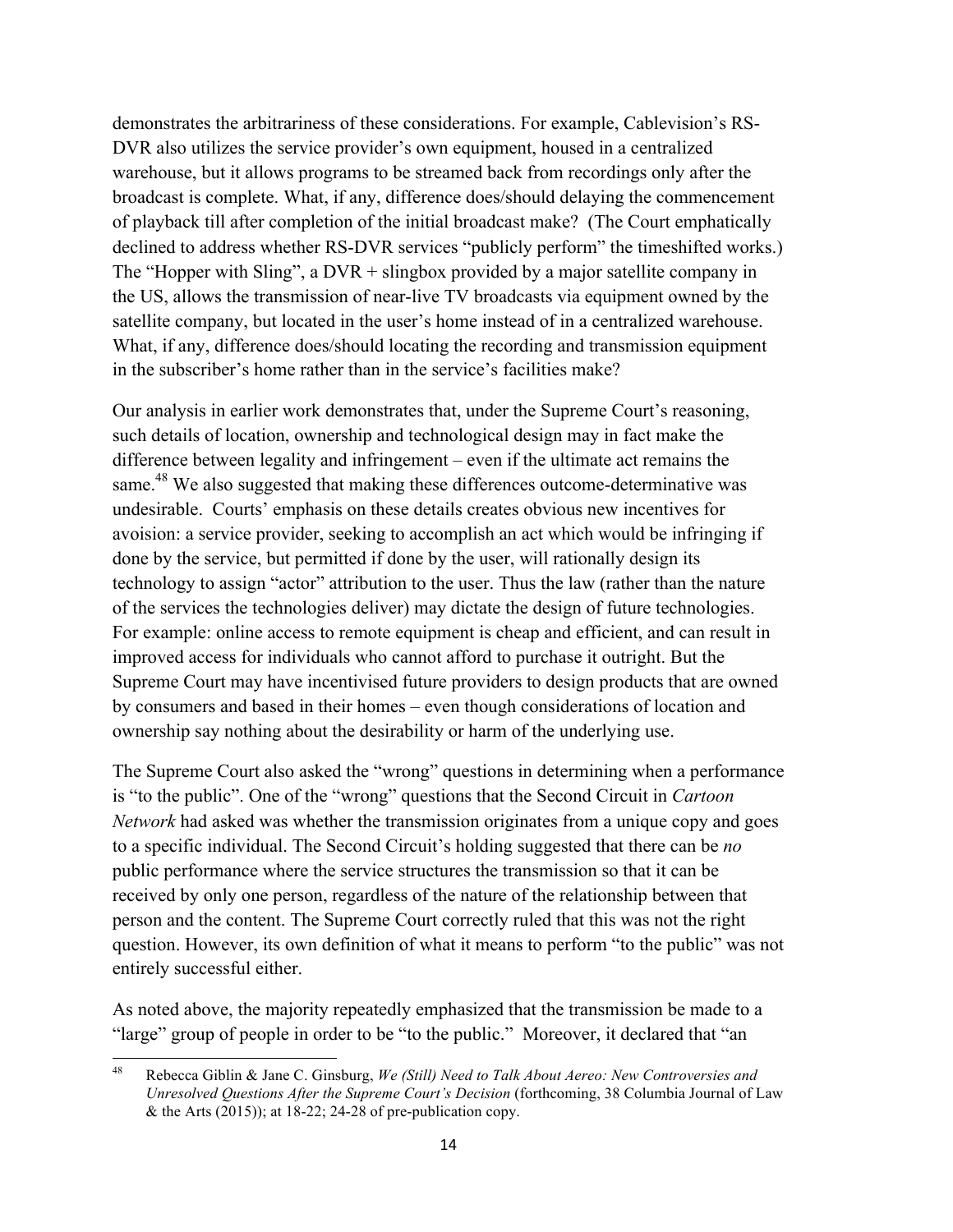demonstrates the arbitrariness of these considerations. For example, Cablevision's RS-DVR also utilizes the service provider's own equipment, housed in a centralized warehouse, but it allows programs to be streamed back from recordings only after the broadcast is complete. What, if any, difference does/should delaying the commencement of playback till after completion of the initial broadcast make? (The Court emphatically declined to address whether RS-DVR services "publicly perform" the timeshifted works.) The "Hopper with Sling", a DVR + slingbox provided by a major satellite company in the US, allows the transmission of near-live TV broadcasts via equipment owned by the satellite company, but located in the user's home instead of in a centralized warehouse. What, if any, difference does/should locating the recording and transmission equipment in the subscriber's home rather than in the service's facilities make?

Our analysis in earlier work demonstrates that, under the Supreme Court's reasoning, such details of location, ownership and technological design may in fact make the difference between legality and infringement – even if the ultimate act remains the same.[48] We also suggested that making these differences outcome-determinative was undesirable. Courts' emphasis on these details creates obvious new incentives for avoision: a service provider, seeking to accomplish an act which would be infringing if done by the service, but permitted if done by the user, will rationally design its technology to assign "actor" attribution to the user. Thus the law (rather than the nature of the services the technologies deliver) may dictate the design of future technologies. For example: online access to remote equipment is cheap and efficient, and can result in improved access for individuals who cannot afford to purchase it outright. But the Supreme Court may have incentivised future providers to design products that are owned by consumers and based in their homes – even though considerations of location and ownership say nothing about the desirability or harm of the underlying use.

The Supreme Court also asked the "wrong" questions in determining when a performance is "to the public". One of the "wrong" questions that the Second Circuit in *Cartoon Network* had asked was whether the transmission originates from a unique copy and goes to a specific individual. The Second Circuit's holding suggested that there can be *no* public performance where the service structures the transmission so that it can be received by only one person, regardless of the nature of the relationship between that person and the content. The Supreme Court correctly ruled that this was not the right question. However, its own definition of what it means to perform "to the public" was not entirely successful either.

As noted above, the majority repeatedly emphasized that the transmission be made to a "large" group of people in order to be "to the public." Moreover, it declared that "an

---

[48] Rebecca Giblin & Jane C. Ginsburg, *We (Still) Need to Talk About Aereo: New Controversies and Unresolved Questions After the Supreme Court's Decision* (forthcoming, 38 Columbia Journal of Law & the Arts (2015)); at 18-22; 24-28 of pre-publication copy.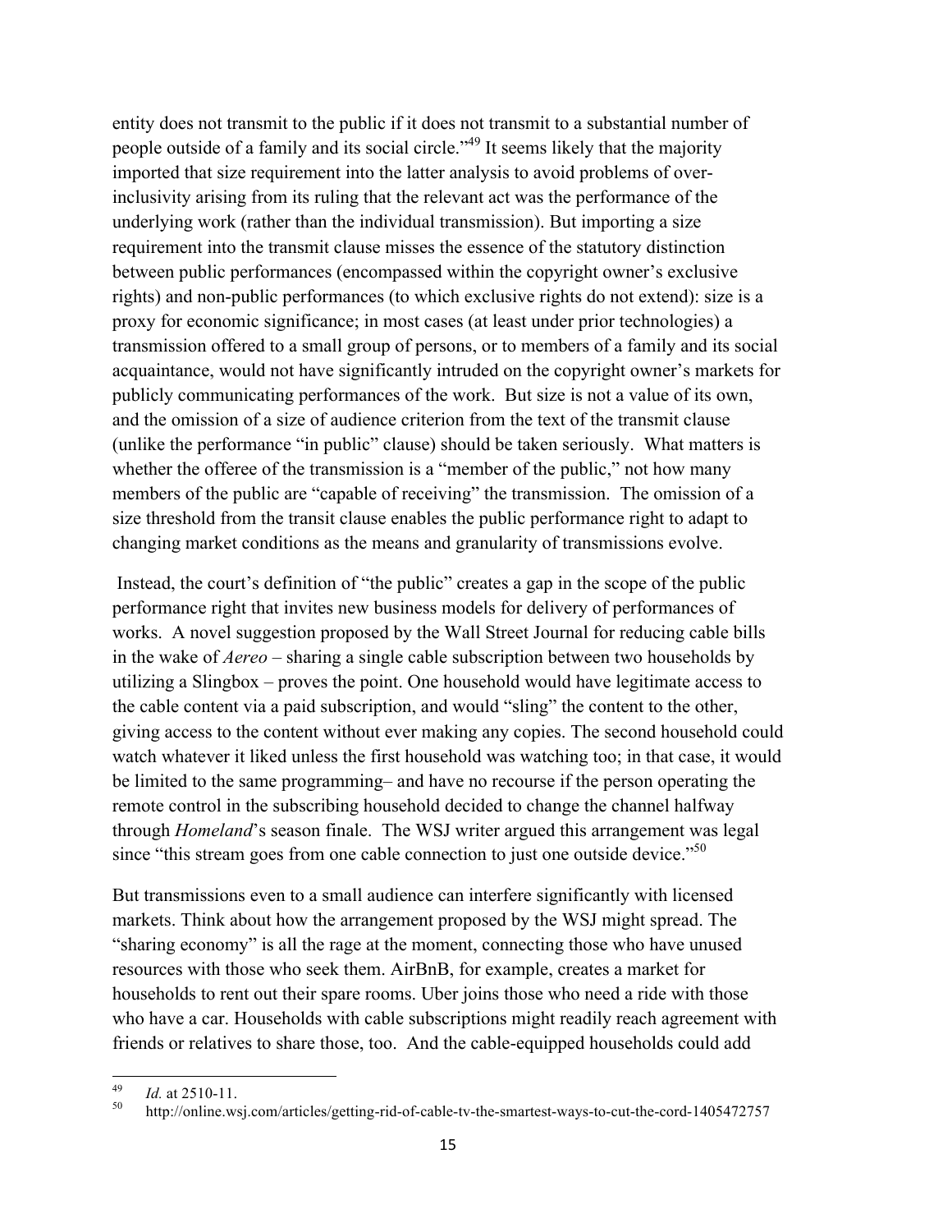entity does not transmit to the public if it does not transmit to a substantial number of people outside of a family and its social circle."[49] It seems likely that the majority imported that size requirement into the latter analysis to avoid problems of over-inclusivity arising from its ruling that the relevant act was the performance of the underlying work (rather than the individual transmission). But importing a size requirement into the transmit clause misses the essence of the statutory distinction between public performances (encompassed within the copyright owner's exclusive rights) and non-public performances (to which exclusive rights do not extend): size is a proxy for economic significance; in most cases (at least under prior technologies) a transmission offered to a small group of persons, or to members of a family and its social acquaintance, would not have significantly intruded on the copyright owner's markets for publicly communicating performances of the work. But size is not a value of its own, and the omission of a size of audience criterion from the text of the transmit clause (unlike the performance "in public" clause) should be taken seriously. What matters is whether the offeree of the transmission is a "member of the public," not how many members of the public are "capable of receiving" the transmission. The omission of a size threshold from the transit clause enables the public performance right to adapt to changing market conditions as the means and granularity of transmissions evolve.

Instead, the court's definition of "the public" creates a gap in the scope of the public performance right that invites new business models for delivery of performances of works. A novel suggestion proposed by the Wall Street Journal for reducing cable bills in the wake of *Aereo* – sharing a single cable subscription between two households by utilizing a Slingbox – proves the point. One household would have legitimate access to the cable content via a paid subscription, and would "sling" the content to the other, giving access to the content without ever making any copies. The second household could watch whatever it liked unless the first household was watching too; in that case, it would be limited to the same programming– and have no recourse if the person operating the remote control in the subscribing household decided to change the channel halfway through *Homeland*'s season finale. The WSJ writer argued this arrangement was legal since "this stream goes from one cable connection to just one outside device."[50]

But transmissions even to a small audience can interfere significantly with licensed markets. Think about how the arrangement proposed by the WSJ might spread. The "sharing economy" is all the rage at the moment, connecting those who have unused resources with those who seek them. AirBnB, for example, creates a market for households to rent out their spare rooms. Uber joins those who need a ride with those who have a car. Households with cable subscriptions might readily reach agreement with friends or relatives to share those, too. And the cable-equipped households could add

---

[49] *Id.* at 2510-11.

[50] http://online.wsj.com/articles/getting-rid-of-cable-tv-the-smartest-ways-to-cut-the-cord-1405472757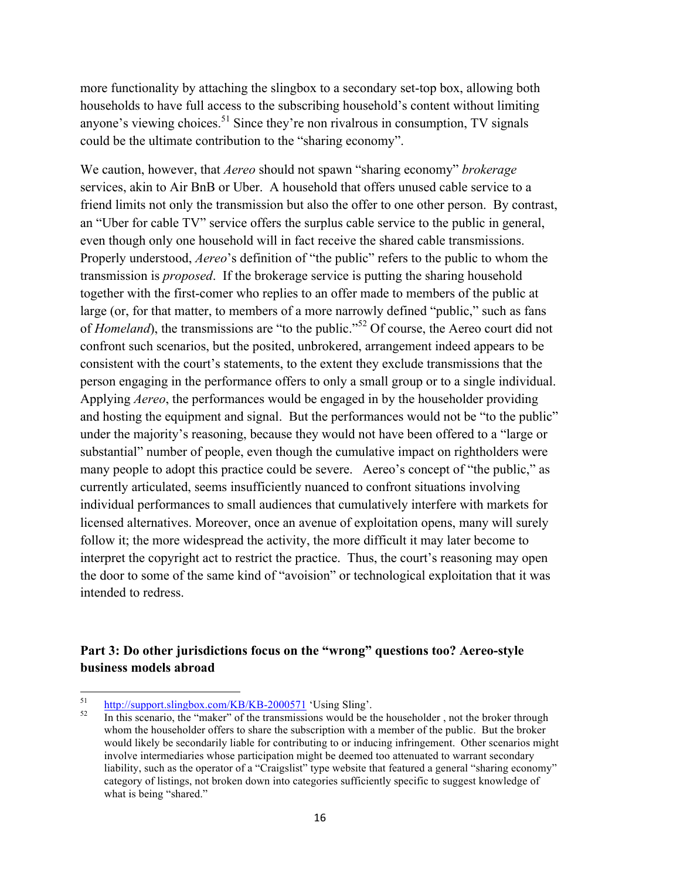more functionality by attaching the slingbox to a secondary set-top box, allowing both households to have full access to the subscribing household's content without limiting anyone's viewing choices.[51] Since they're non rivalrous in consumption, TV signals could be the ultimate contribution to the "sharing economy".

We caution, however, that *Aereo* should not spawn "sharing economy" *brokerage* services, akin to Air BnB or Uber. A household that offers unused cable service to a friend limits not only the transmission but also the offer to one other person. By contrast, an "Uber for cable TV" service offers the surplus cable service to the public in general, even though only one household will in fact receive the shared cable transmissions. Properly understood, *Aereo*'s definition of "the public" refers to the public to whom the transmission is *proposed*. If the brokerage service is putting the sharing household together with the first-comer who replies to an offer made to members of the public at large (or, for that matter, to members of a more narrowly defined "public," such as fans of *Homeland*), the transmissions are "to the public."[52] Of course, the Aereo court did not confront such scenarios, but the posited, unbrokered, arrangement indeed appears to be consistent with the court's statements, to the extent they exclude transmissions that the person engaging in the performance offers to only a small group or to a single individual. Applying *Aereo*, the performances would be engaged in by the householder providing and hosting the equipment and signal. But the performances would not be "to the public" under the majority's reasoning, because they would not have been offered to a "large or substantial" number of people, even though the cumulative impact on rightholders were many people to adopt this practice could be severe. Aereo's concept of "the public," as currently articulated, seems insufficiently nuanced to confront situations involving individual performances to small audiences that cumulatively interfere with markets for licensed alternatives. Moreover, once an avenue of exploitation opens, many will surely follow it; the more widespread the activity, the more difficult it may later become to interpret the copyright act to restrict the practice. Thus, the court's reasoning may open the door to some of the same kind of "avoision" or technological exploitation that it was intended to redress.

## Part 3: Do other jurisdictions focus on the "wrong" questions too? Aereo-style business models abroad

---

[51] http://support.slingbox.com/KB/KB-2000571 'Using Sling'.

[52] In this scenario, the "maker" of the transmissions would be the householder , not the broker through whom the householder offers to share the subscription with a member of the public. But the broker would likely be secondarily liable for contributing to or inducing infringement. Other scenarios might involve intermediaries whose participation might be deemed too attenuated to warrant secondary liability, such as the operator of a "Craigslist" type website that featured a general "sharing economy" category of listings, not broken down into categories sufficiently specific to suggest knowledge of what is being "shared."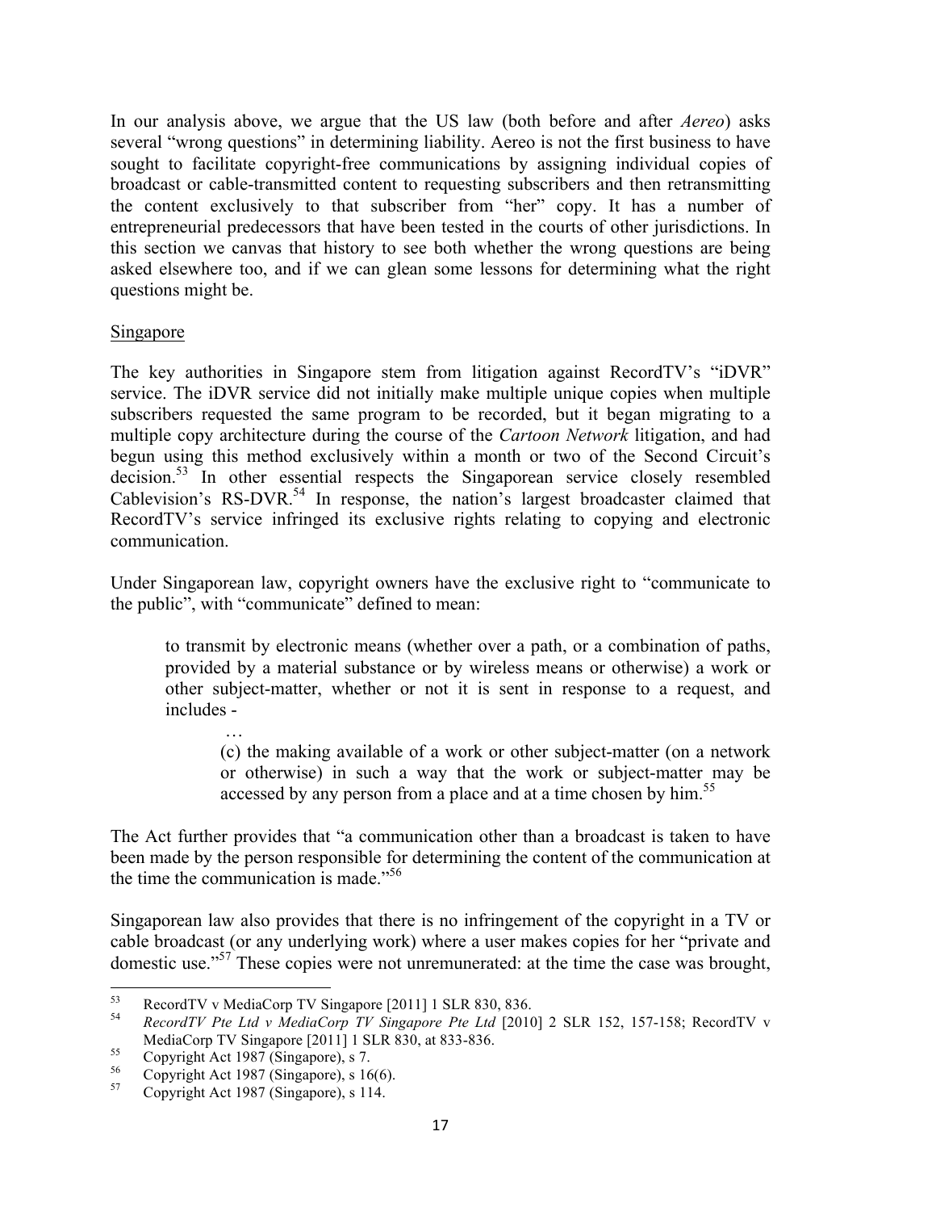In our analysis above, we argue that the US law (both before and after *Aereo*) asks several "wrong questions" in determining liability. Aereo is not the first business to have sought to facilitate copyright-free communications by assigning individual copies of broadcast or cable-transmitted content to requesting subscribers and then retransmitting the content exclusively to that subscriber from "her" copy. It has a number of entrepreneurial predecessors that have been tested in the courts of other jurisdictions. In this section we canvas that history to see both whether the wrong questions are being asked elsewhere too, and if we can glean some lessons for determining what the right questions might be.

<u>Singapore</u>

The key authorities in Singapore stem from litigation against RecordTV's "iDVR" service. The iDVR service did not initially make multiple unique copies when multiple subscribers requested the same program to be recorded, but it began migrating to a multiple copy architecture during the course of the *Cartoon Network* litigation, and had begun using this method exclusively within a month or two of the Second Circuit's decision.[53] In other essential respects the Singaporean service closely resembled Cablevision's RS-DVR.[54] In response, the nation's largest broadcaster claimed that RecordTV's service infringed its exclusive rights relating to copying and electronic communication.

Under Singaporean law, copyright owners have the exclusive right to "communicate to the public", with "communicate" defined to mean:

> to transmit by electronic means (whether over a path, or a combination of paths, provided by a material substance or by wireless means or otherwise) a work or other subject-matter, whether or not it is sent in response to a request, and includes -
>
> …
>
> > (c) the making available of a work or other subject-matter (on a network or otherwise) in such a way that the work or subject-matter may be accessed by any person from a place and at a time chosen by him.[55]

The Act further provides that "a communication other than a broadcast is taken to have been made by the person responsible for determining the content of the communication at the time the communication is made."[56]

Singaporean law also provides that there is no infringement of the copyright in a TV or cable broadcast (or any underlying work) where a user makes copies for her "private and domestic use."[57] These copies were not unremunerated: at the time the case was brought,

---

[53] RecordTV v MediaCorp TV Singapore [2011] 1 SLR 830, 836.

[54] *RecordTV Pte Ltd v MediaCorp TV Singapore Pte Ltd* [2010] 2 SLR 152, 157-158; RecordTV v MediaCorp TV Singapore [2011] 1 SLR 830, at 833-836.

[55] Copyright Act 1987 (Singapore), s 7.

[56] Copyright Act 1987 (Singapore), s 16(6).

[57] Copyright Act 1987 (Singapore), s 114.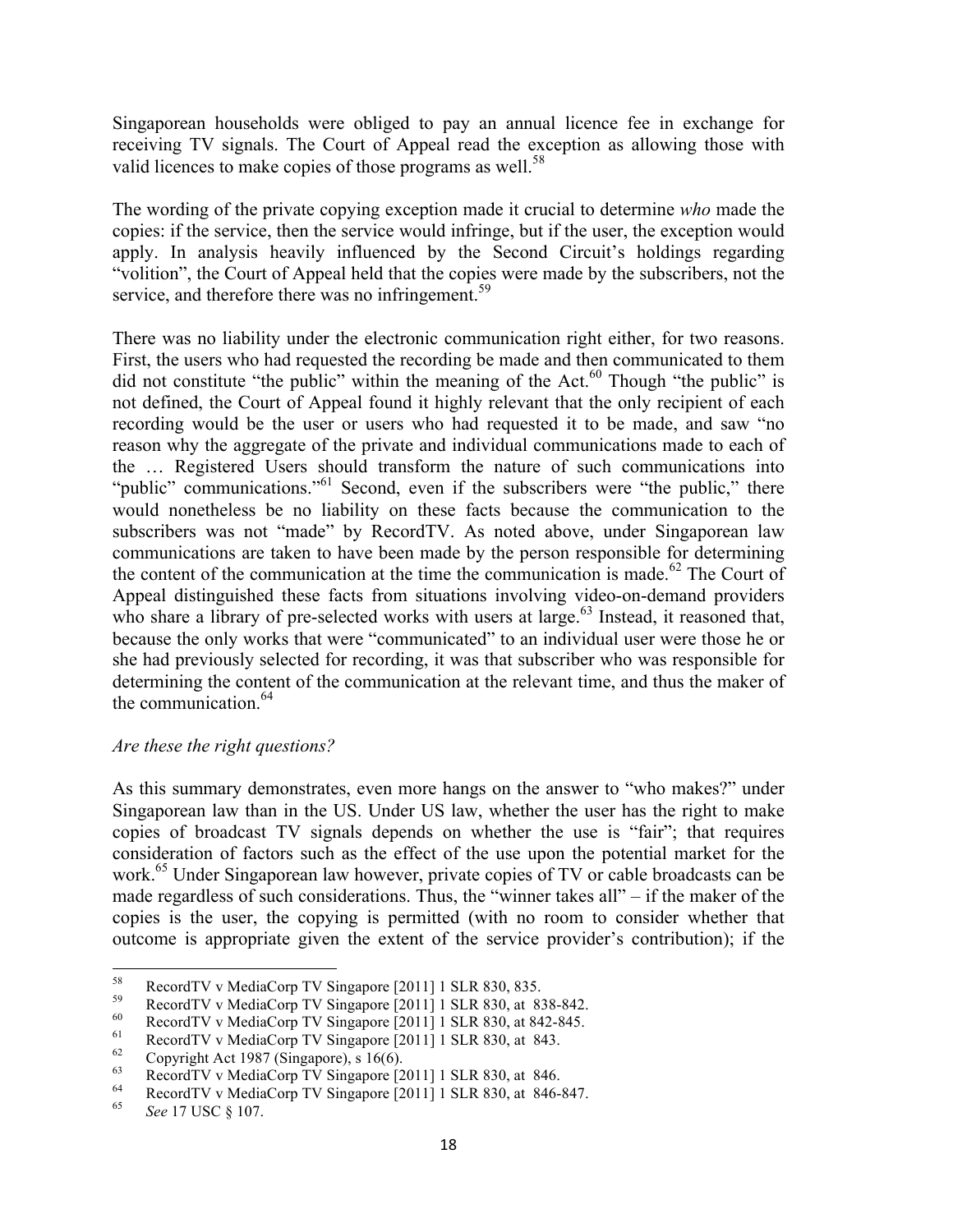Singaporean households were obliged to pay an annual licence fee in exchange for receiving TV signals. The Court of Appeal read the exception as allowing those with valid licences to make copies of those programs as well.[58]

The wording of the private copying exception made it crucial to determine *who* made the copies: if the service, then the service would infringe, but if the user, the exception would apply. In analysis heavily influenced by the Second Circuit's holdings regarding "volition", the Court of Appeal held that the copies were made by the subscribers, not the service, and therefore there was no infringement.[59]

There was no liability under the electronic communication right either, for two reasons. First, the users who had requested the recording be made and then communicated to them did not constitute "the public" within the meaning of the Act.[60] Though "the public" is not defined, the Court of Appeal found it highly relevant that the only recipient of each recording would be the user or users who had requested it to be made, and saw "no reason why the aggregate of the private and individual communications made to each of the … Registered Users should transform the nature of such communications into "public" communications."[61] Second, even if the subscribers were "the public," there would nonetheless be no liability on these facts because the communication to the subscribers was not "made" by RecordTV. As noted above, under Singaporean law communications are taken to have been made by the person responsible for determining the content of the communication at the time the communication is made.[62] The Court of Appeal distinguished these facts from situations involving video-on-demand providers who share a library of pre-selected works with users at large.[63] Instead, it reasoned that, because the only works that were "communicated" to an individual user were those he or she had previously selected for recording, it was that subscriber who was responsible for determining the content of the communication at the relevant time, and thus the maker of the communication.[64]

*Are these the right questions?*

As this summary demonstrates, even more hangs on the answer to "who makes?" under Singaporean law than in the US. Under US law, whether the user has the right to make copies of broadcast TV signals depends on whether the use is "fair"; that requires consideration of factors such as the effect of the use upon the potential market for the work.[65] Under Singaporean law however, private copies of TV or cable broadcasts can be made regardless of such considerations. Thus, the "winner takes all" – if the maker of the copies is the user, the copying is permitted (with no room to consider whether that outcome is appropriate given the extent of the service provider's contribution); if the

---

[58] RecordTV v MediaCorp TV Singapore [2011] 1 SLR 830, 835.

[59] RecordTV v MediaCorp TV Singapore [2011] 1 SLR 830, at 838-842.

[60] RecordTV v MediaCorp TV Singapore [2011] 1 SLR 830, at 842-845.

[61] RecordTV v MediaCorp TV Singapore [2011] 1 SLR 830, at 843.

[62] Copyright Act 1987 (Singapore), s 16(6).

[63] RecordTV v MediaCorp TV Singapore [2011] 1 SLR 830, at 846.

[64] RecordTV v MediaCorp TV Singapore [2011] 1 SLR 830, at 846-847.

[65] *See* 17 USC § 107.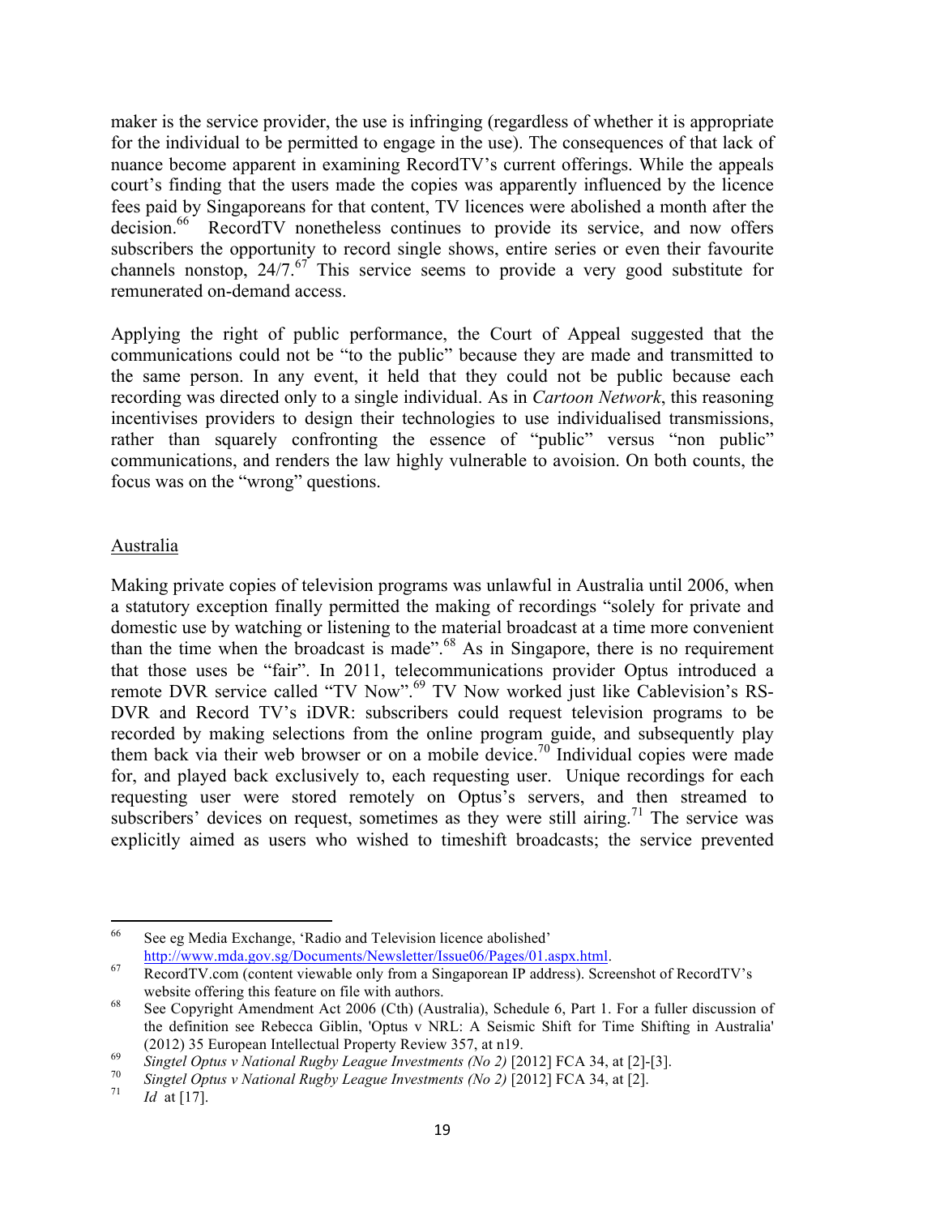maker is the service provider, the use is infringing (regardless of whether it is appropriate for the individual to be permitted to engage in the use). The consequences of that lack of nuance become apparent in examining RecordTV's current offerings. While the appeals court's finding that the users made the copies was apparently influenced by the licence fees paid by Singaporeans for that content, TV licences were abolished a month after the decision.[66] RecordTV nonetheless continues to provide its service, and now offers subscribers the opportunity to record single shows, entire series or even their favourite channels nonstop, 24/7.[67] This service seems to provide a very good substitute for remunerated on-demand access.

Applying the right of public performance, the Court of Appeal suggested that the communications could not be "to the public" because they are made and transmitted to the same person. In any event, it held that they could not be public because each recording was directed only to a single individual. As in *Cartoon Network*, this reasoning incentivises providers to design their technologies to use individualised transmissions, rather than squarely confronting the essence of "public" versus "non public" communications, and renders the law highly vulnerable to avoision. On both counts, the focus was on the "wrong" questions.

Australia

Making private copies of television programs was unlawful in Australia until 2006, when a statutory exception finally permitted the making of recordings "solely for private and domestic use by watching or listening to the material broadcast at a time more convenient than the time when the broadcast is made".[68] As in Singapore, there is no requirement that those uses be "fair". In 2011, telecommunications provider Optus introduced a remote DVR service called "TV Now".[69] TV Now worked just like Cablevision's RS-DVR and Record TV's iDVR: subscribers could request television programs to be recorded by making selections from the online program guide, and subsequently play them back via their web browser or on a mobile device.[70] Individual copies were made for, and played back exclusively to, each requesting user. Unique recordings for each requesting user were stored remotely on Optus's servers, and then streamed to subscribers' devices on request, sometimes as they were still airing.[71] The service was explicitly aimed as users who wished to timeshift broadcasts; the service prevented

---

[66] See eg Media Exchange, 'Radio and Television licence abolished' http://www.mda.gov.sg/Documents/Newsletter/Issue06/Pages/01.aspx.html.

[67] RecordTV.com (content viewable only from a Singaporean IP address). Screenshot of RecordTV's website offering this feature on file with authors.

[68] See Copyright Amendment Act 2006 (Cth) (Australia), Schedule 6, Part 1. For a fuller discussion of the definition see Rebecca Giblin, 'Optus v NRL: A Seismic Shift for Time Shifting in Australia' (2012) 35 European Intellectual Property Review 357, at n19.

[69] *Singtel Optus v National Rugby League Investments (No 2)* [2012] FCA 34, at [2]-[3].

[70] *Singtel Optus v National Rugby League Investments (No 2)* [2012] FCA 34, at [2].

[71] *Id* at [17].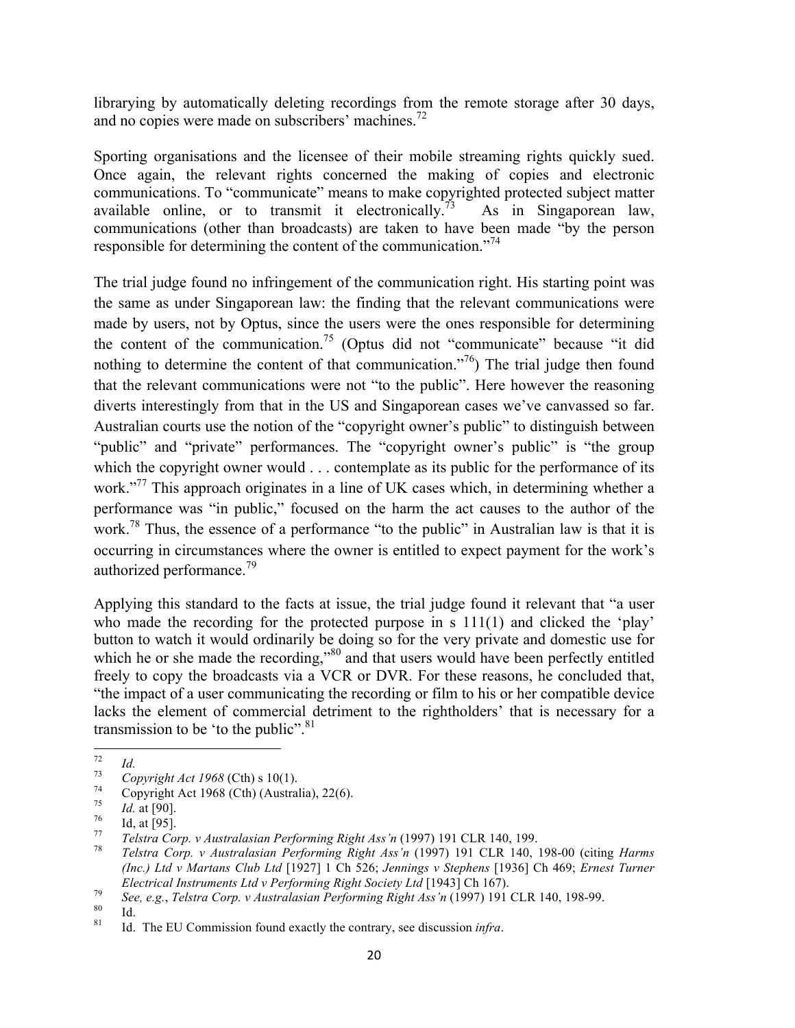librarying by automatically deleting recordings from the remote storage after 30 days, and no copies were made on subscribers' machines.[72]

Sporting organisations and the licensee of their mobile streaming rights quickly sued. Once again, the relevant rights concerned the making of copies and electronic communications. To "communicate" means to make copyrighted protected subject matter available online, or to transmit it electronically.[73] As in Singaporean law, communications (other than broadcasts) are taken to have been made "by the person responsible for determining the content of the communication."[74]

The trial judge found no infringement of the communication right. His starting point was the same as under Singaporean law: the finding that the relevant communications were made by users, not by Optus, since the users were the ones responsible for determining the content of the communication.[75] (Optus did not "communicate" because "it did nothing to determine the content of that communication."[76]) The trial judge then found that the relevant communications were not "to the public". Here however the reasoning diverts interestingly from that in the US and Singaporean cases we've canvassed so far. Australian courts use the notion of the "copyright owner's public" to distinguish between "public" and "private" performances. The "copyright owner's public" is "the group which the copyright owner would . . . contemplate as its public for the performance of its work."[77] This approach originates in a line of UK cases which, in determining whether a performance was "in public," focused on the harm the act causes to the author of the work.[78] Thus, the essence of a performance "to the public" in Australian law is that it is occurring in circumstances where the owner is entitled to expect payment for the work's authorized performance.[79]

Applying this standard to the facts at issue, the trial judge found it relevant that "a user who made the recording for the protected purpose in s 111(1) and clicked the 'play' button to watch it would ordinarily be doing so for the very private and domestic use for which he or she made the recording,"[80] and that users would have been perfectly entitled freely to copy the broadcasts via a VCR or DVR. For these reasons, he concluded that, "the impact of a user communicating the recording or film to his or her compatible device lacks the element of commercial detriment to the rightholders' that is necessary for a transmission to be 'to the public".[81]

---

[72] *Id.*

[73] *Copyright Act 1968* (Cth) s 10(1).

[74] Copyright Act 1968 (Cth) (Australia), 22(6).

[75] *Id.* at [90].

[76] Id, at [95].

[77] *Telstra Corp. v Australasian Performing Right Ass'n* (1997) 191 CLR 140, 199.

[78] *Telstra Corp. v Australasian Performing Right Ass'n* (1997) 191 CLR 140, 198-00 (citing *Harms (Inc.) Ltd v Martans Club Ltd* [1927] 1 Ch 526; *Jennings v Stephens* [1936] Ch 469; *Ernest Turner Electrical Instruments Ltd v Performing Right Society Ltd* [1943] Ch 167).

[79] *See, e.g.*, *Telstra Corp. v Australasian Performing Right Ass'n* (1997) 191 CLR 140, 198-99.

[80] Id.

[81] Id. The EU Commission found exactly the contrary, see discussion *infra*.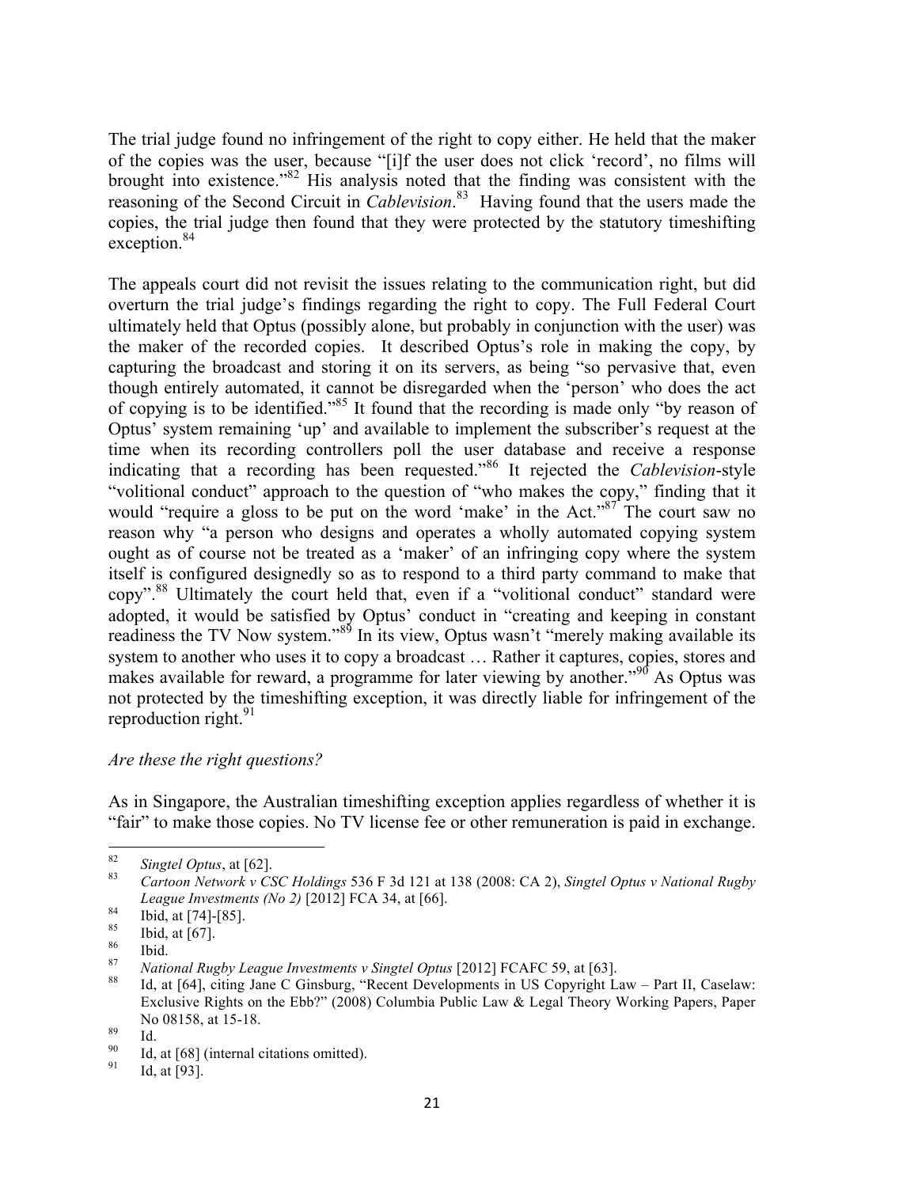The trial judge found no infringement of the right to copy either. He held that the maker of the copies was the user, because "[i]f the user does not click 'record', no films will brought into existence."[82] His analysis noted that the finding was consistent with the reasoning of the Second Circuit in *Cablevision*.[83] Having found that the users made the copies, the trial judge then found that they were protected by the statutory timeshifting exception.[84]

The appeals court did not revisit the issues relating to the communication right, but did overturn the trial judge's findings regarding the right to copy. The Full Federal Court ultimately held that Optus (possibly alone, but probably in conjunction with the user) was the maker of the recorded copies. It described Optus's role in making the copy, by capturing the broadcast and storing it on its servers, as being "so pervasive that, even though entirely automated, it cannot be disregarded when the 'person' who does the act of copying is to be identified."[85] It found that the recording is made only "by reason of Optus' system remaining 'up' and available to implement the subscriber's request at the time when its recording controllers poll the user database and receive a response indicating that a recording has been requested."[86] It rejected the *Cablevision*-style "volitional conduct" approach to the question of "who makes the copy," finding that it would "require a gloss to be put on the word 'make' in the Act."[87] The court saw no reason why "a person who designs and operates a wholly automated copying system ought as of course not be treated as a 'maker' of an infringing copy where the system itself is configured designedly so as to respond to a third party command to make that copy".[88] Ultimately the court held that, even if a "volitional conduct" standard were adopted, it would be satisfied by Optus' conduct in "creating and keeping in constant readiness the TV Now system."[89] In its view, Optus wasn't "merely making available its system to another who uses it to copy a broadcast … Rather it captures, copies, stores and makes available for reward, a programme for later viewing by another."[90] As Optus was not protected by the timeshifting exception, it was directly liable for infringement of the reproduction right.[91]

*Are these the right questions?*

As in Singapore, the Australian timeshifting exception applies regardless of whether it is "fair" to make those copies. No TV license fee or other remuneration is paid in exchange.

---

[82] *Singtel Optus*, at [62].

[83] *Cartoon Network v CSC Holdings* 536 F 3d 121 at 138 (2008: CA 2), *Singtel Optus v National Rugby League Investments (No 2)* [2012] FCA 34, at [66].

[84] Ibid, at [74]-[85].

[85] Ibid, at [67].

[86] Ibid.

[87] *National Rugby League Investments v Singtel Optus* [2012] FCAFC 59, at [63].

[88] Id, at [64], citing Jane C Ginsburg, "Recent Developments in US Copyright Law – Part II, Caselaw: Exclusive Rights on the Ebb?" (2008) Columbia Public Law & Legal Theory Working Papers, Paper No 08158, at 15-18.

[89] Id.

[90] Id, at [68] (internal citations omitted).

[91] Id, at [93].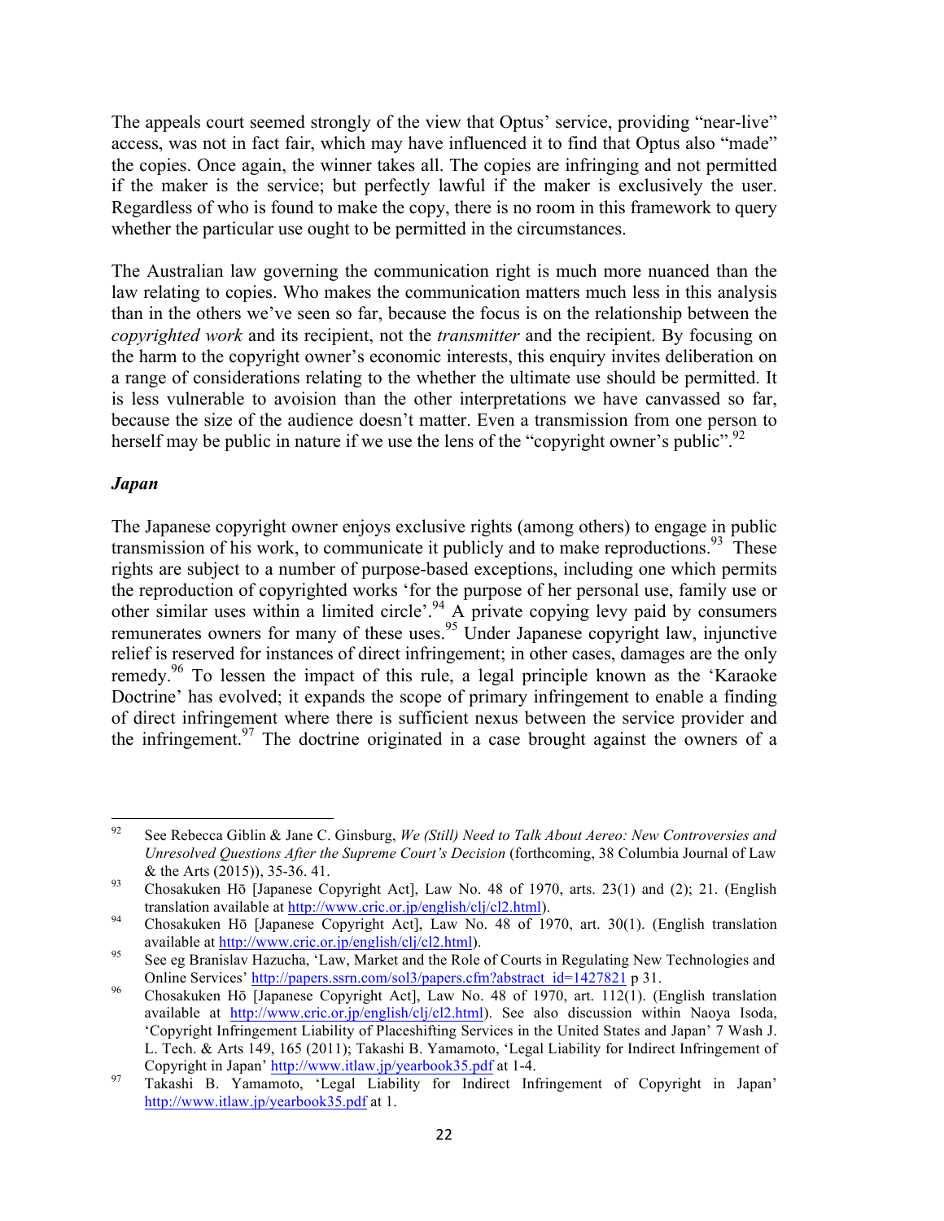The appeals court seemed strongly of the view that Optus' service, providing "near-live" access, was not in fact fair, which may have influenced it to find that Optus also "made" the copies. Once again, the winner takes all. The copies are infringing and not permitted if the maker is the service; but perfectly lawful if the maker is exclusively the user. Regardless of who is found to make the copy, there is no room in this framework to query whether the particular use ought to be permitted in the circumstances.

The Australian law governing the communication right is much more nuanced than the law relating to copies. Who makes the communication matters much less in this analysis than in the others we've seen so far, because the focus is on the relationship between the *copyrighted work* and its recipient, not the *transmitter* and the recipient. By focusing on the harm to the copyright owner's economic interests, this enquiry invites deliberation on a range of considerations relating to the whether the ultimate use should be permitted. It is less vulnerable to avoision than the other interpretations we have canvassed so far, because the size of the audience doesn't matter. Even a transmission from one person to herself may be public in nature if we use the lens of the "copyright owner's public".[92]

### *Japan*

The Japanese copyright owner enjoys exclusive rights (among others) to engage in public transmission of his work, to communicate it publicly and to make reproductions.[93] These rights are subject to a number of purpose-based exceptions, including one which permits the reproduction of copyrighted works 'for the purpose of her personal use, family use or other similar uses within a limited circle'.[94] A private copying levy paid by consumers remunerates owners for many of these uses.[95] Under Japanese copyright law, injunctive relief is reserved for instances of direct infringement; in other cases, damages are the only remedy.[96] To lessen the impact of this rule, a legal principle known as the 'Karaoke Doctrine' has evolved; it expands the scope of primary infringement to enable a finding of direct infringement where there is sufficient nexus between the service provider and the infringement.[97] The doctrine originated in a case brought against the owners of a

---

[92] See Rebecca Giblin & Jane C. Ginsburg, *We (Still) Need to Talk About Aereo: New Controversies and Unresolved Questions After the Supreme Court's Decision* (forthcoming, 38 Columbia Journal of Law & the Arts (2015)), 35-36. 41.

[93] Chosakuken Hō [Japanese Copyright Act], Law No. 48 of 1970, arts. 23(1) and (2); 21. (English translation available at http://www.cric.or.jp/english/clj/cl2.html).

[94] Chosakuken Hō [Japanese Copyright Act], Law No. 48 of 1970, art. 30(1). (English translation available at http://www.cric.or.jp/english/clj/cl2.html).

[95] See eg Branislav Hazucha, 'Law, Market and the Role of Courts in Regulating New Technologies and Online Services' http://papers.ssrn.com/sol3/papers.cfm?abstract_id=1427821 p 31.

[96] Chosakuken Hō [Japanese Copyright Act], Law No. 48 of 1970, art. 112(1). (English translation available at http://www.cric.or.jp/english/clj/cl2.html). See also discussion within Naoya Isoda, 'Copyright Infringement Liability of Placeshifting Services in the United States and Japan' 7 Wash J. L. Tech. & Arts 149, 165 (2011); Takashi B. Yamamoto, 'Legal Liability for Indirect Infringement of Copyright in Japan' http://www.itlaw.jp/yearbook35.pdf at 1-4.

[97] Takashi B. Yamamoto, 'Legal Liability for Indirect Infringement of Copyright in Japan' http://www.itlaw.jp/yearbook35.pdf at 1.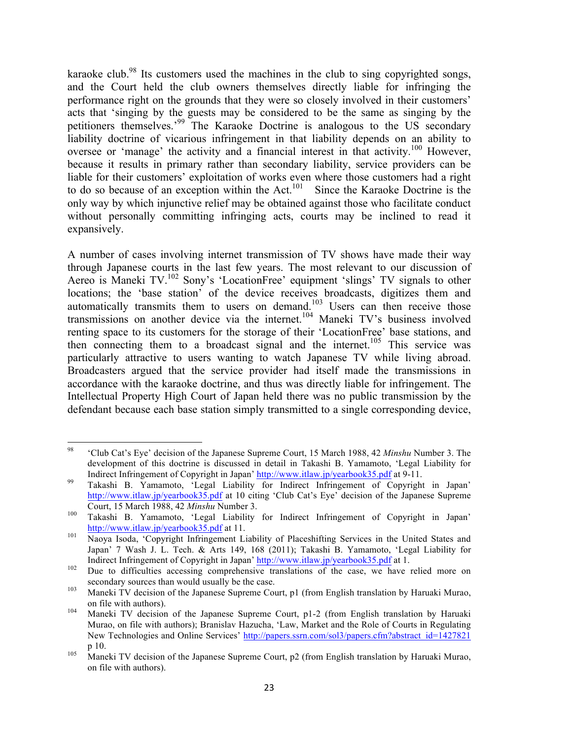karaoke club.[98] Its customers used the machines in the club to sing copyrighted songs, and the Court held the club owners themselves directly liable for infringing the performance right on the grounds that they were so closely involved in their customers' acts that 'singing by the guests may be considered to be the same as singing by the petitioners themselves.'[99] The Karaoke Doctrine is analogous to the US secondary liability doctrine of vicarious infringement in that liability depends on an ability to oversee or 'manage' the activity and a financial interest in that activity.[100] However, because it results in primary rather than secondary liability, service providers can be liable for their customers' exploitation of works even where those customers had a right to do so because of an exception within the Act.[101] Since the Karaoke Doctrine is the only way by which injunctive relief may be obtained against those who facilitate conduct without personally committing infringing acts, courts may be inclined to read it expansively.

A number of cases involving internet transmission of TV shows have made their way through Japanese courts in the last few years. The most relevant to our discussion of Aereo is Maneki TV.[102] Sony's 'LocationFree' equipment 'slings' TV signals to other locations; the 'base station' of the device receives broadcasts, digitizes them and automatically transmits them to users on demand.[103] Users can then receive those transmissions on another device via the internet.[104] Maneki TV's business involved renting space to its customers for the storage of their 'LocationFree' base stations, and then connecting them to a broadcast signal and the internet.[105] This service was particularly attractive to users wanting to watch Japanese TV while living abroad. Broadcasters argued that the service provider had itself made the transmissions in accordance with the karaoke doctrine, and thus was directly liable for infringement. The Intellectual Property High Court of Japan held there was no public transmission by the defendant because each base station simply transmitted to a single corresponding device,

---

[98] 'Club Cat's Eye' decision of the Japanese Supreme Court, 15 March 1988, 42 *Minshu* Number 3. The development of this doctrine is discussed in detail in Takashi B. Yamamoto, 'Legal Liability for Indirect Infringement of Copyright in Japan' http://www.itlaw.jp/yearbook35.pdf at 9-11.

[99] Takashi B. Yamamoto, 'Legal Liability for Indirect Infringement of Copyright in Japan' http://www.itlaw.jp/yearbook35.pdf at 10 citing 'Club Cat's Eye' decision of the Japanese Supreme Court, 15 March 1988, 42 *Minshu* Number 3.

[100] Takashi B. Yamamoto, 'Legal Liability for Indirect Infringement of Copyright in Japan' http://www.itlaw.jp/yearbook35.pdf at 11.

[101] Naoya Isoda, 'Copyright Infringement Liability of Placeshifting Services in the United States and Japan' 7 Wash J. L. Tech. & Arts 149, 168 (2011); Takashi B. Yamamoto, 'Legal Liability for Indirect Infringement of Copyright in Japan' http://www.itlaw.jp/yearbook35.pdf at 1.

[102] Due to difficulties accessing comprehensive translations of the case, we have relied more on secondary sources than would usually be the case.

[103] Maneki TV decision of the Japanese Supreme Court, p1 (from English translation by Haruaki Murao, on file with authors).

[104] Maneki TV decision of the Japanese Supreme Court, p1-2 (from English translation by Haruaki Murao, on file with authors); Branislav Hazucha, 'Law, Market and the Role of Courts in Regulating New Technologies and Online Services' http://papers.ssrn.com/sol3/papers.cfm?abstract_id=1427821 p 10.

[105] Maneki TV decision of the Japanese Supreme Court, p2 (from English translation by Haruaki Murao, on file with authors).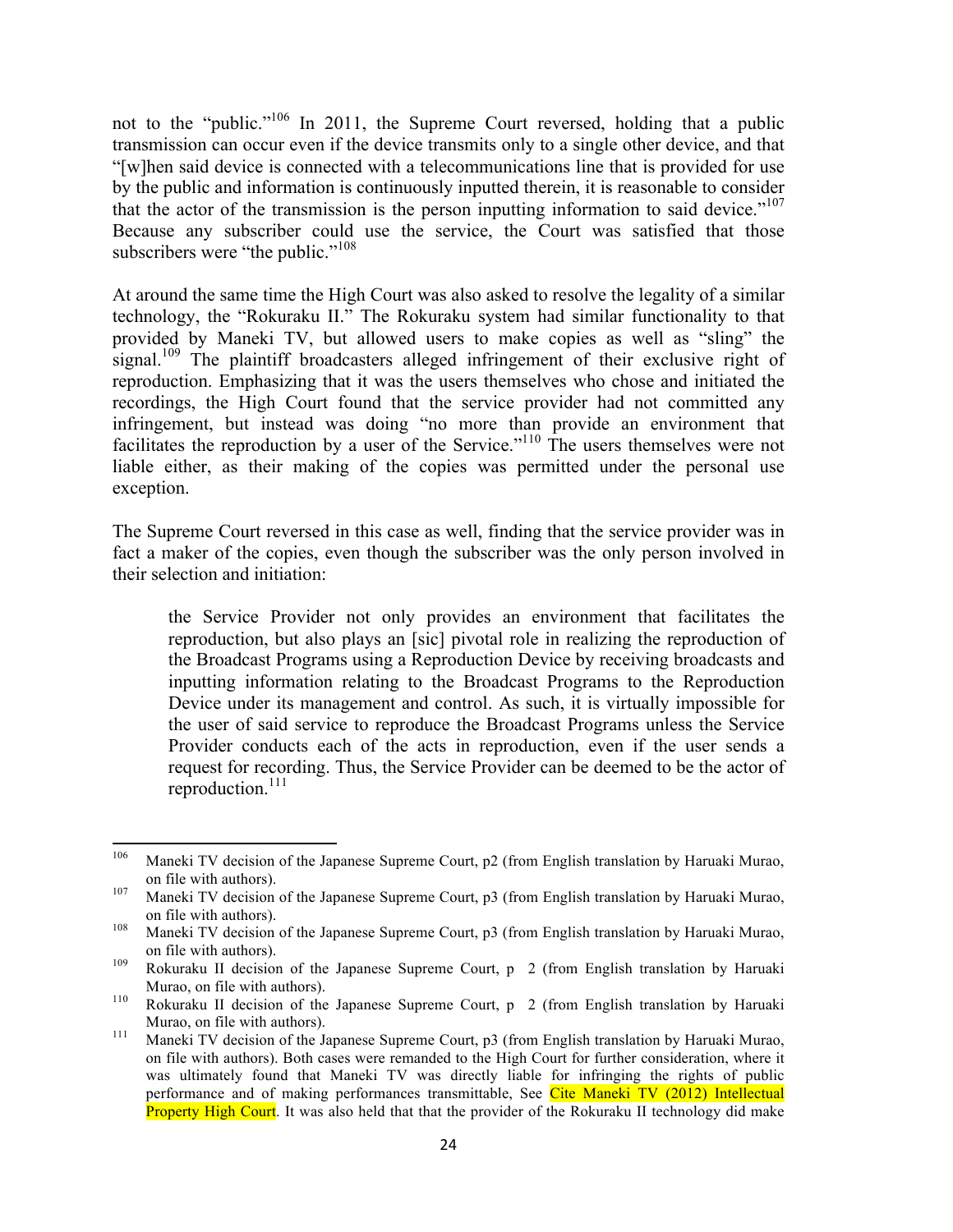not to the "public."[106] In 2011, the Supreme Court reversed, holding that a public transmission can occur even if the device transmits only to a single other device, and that "[w]hen said device is connected with a telecommunications line that is provided for use by the public and information is continuously inputted therein, it is reasonable to consider that the actor of the transmission is the person inputting information to said device."[107] Because any subscriber could use the service, the Court was satisfied that those subscribers were "the public."[108]

At around the same time the High Court was also asked to resolve the legality of a similar technology, the "Rokuraku II." The Rokuraku system had similar functionality to that provided by Maneki TV, but allowed users to make copies as well as "sling" the signal.[109] The plaintiff broadcasters alleged infringement of their exclusive right of reproduction. Emphasizing that it was the users themselves who chose and initiated the recordings, the High Court found that the service provider had not committed any infringement, but instead was doing "no more than provide an environment that facilitates the reproduction by a user of the Service."[110] The users themselves were not liable either, as their making of the copies was permitted under the personal use exception.

The Supreme Court reversed in this case as well, finding that the service provider was in fact a maker of the copies, even though the subscriber was the only person involved in their selection and initiation:

> the Service Provider not only provides an environment that facilitates the reproduction, but also plays an [sic] pivotal role in realizing the reproduction of the Broadcast Programs using a Reproduction Device by receiving broadcasts and inputting information relating to the Broadcast Programs to the Reproduction Device under its management and control. As such, it is virtually impossible for the user of said service to reproduce the Broadcast Programs unless the Service Provider conducts each of the acts in reproduction, even if the user sends a request for recording. Thus, the Service Provider can be deemed to be the actor of reproduction.[111]

---

[106] Maneki TV decision of the Japanese Supreme Court, p2 (from English translation by Haruaki Murao, on file with authors).

[107] Maneki TV decision of the Japanese Supreme Court, p3 (from English translation by Haruaki Murao, on file with authors).

[108] Maneki TV decision of the Japanese Supreme Court, p3 (from English translation by Haruaki Murao, on file with authors).

[109] Rokuraku II decision of the Japanese Supreme Court, p 2 (from English translation by Haruaki Murao, on file with authors).

[110] Rokuraku II decision of the Japanese Supreme Court, p 2 (from English translation by Haruaki Murao, on file with authors).

[111] Maneki TV decision of the Japanese Supreme Court, p3 (from English translation by Haruaki Murao, on file with authors). Both cases were remanded to the High Court for further consideration, where it was ultimately found that Maneki TV was directly liable for infringing the rights of public performance and of making performances transmittable, See Cite Maneki TV (2012) Intellectual Property High Court. It was also held that that the provider of the Rokuraku II technology did make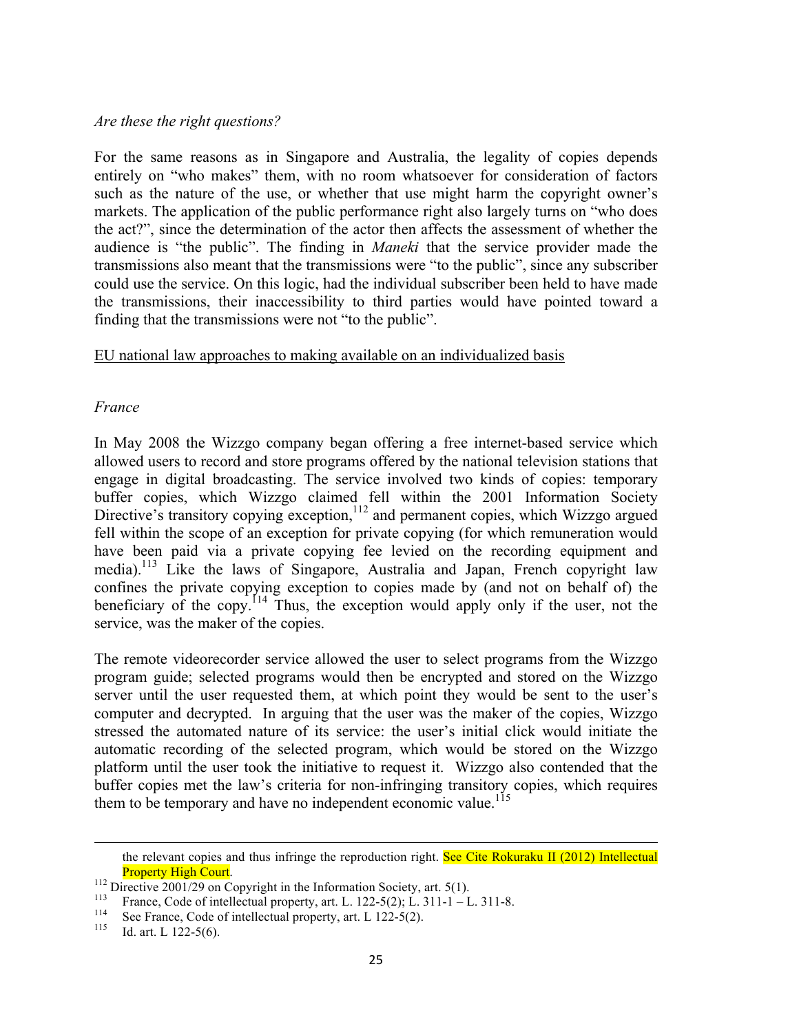*Are these the right questions?*

For the same reasons as in Singapore and Australia, the legality of copies depends entirely on "who makes" them, with no room whatsoever for consideration of factors such as the nature of the use, or whether that use might harm the copyright owner's markets. The application of the public performance right also largely turns on "who does the act?", since the determination of the actor then affects the assessment of whether the audience is "the public". The finding in *Maneki* that the service provider made the transmissions also meant that the transmissions were "to the public", since any subscriber could use the service. On this logic, had the individual subscriber been held to have made the transmissions, their inaccessibility to third parties would have pointed toward a finding that the transmissions were not "to the public".

EU national law approaches to making available on an individualized basis

*France*

In May 2008 the Wizzgo company began offering a free internet-based service which allowed users to record and store programs offered by the national television stations that engage in digital broadcasting. The service involved two kinds of copies: temporary buffer copies, which Wizzgo claimed fell within the 2001 Information Society Directive's transitory copying exception,[112] and permanent copies, which Wizzgo argued fell within the scope of an exception for private copying (for which remuneration would have been paid via a private copying fee levied on the recording equipment and media).[113] Like the laws of Singapore, Australia and Japan, French copyright law confines the private copying exception to copies made by (and not on behalf of) the beneficiary of the copy.[114] Thus, the exception would apply only if the user, not the service, was the maker of the copies.

The remote videorecorder service allowed the user to select programs from the Wizzgo program guide; selected programs would then be encrypted and stored on the Wizzgo server until the user requested them, at which point they would be sent to the user's computer and decrypted. In arguing that the user was the maker of the copies, Wizzgo stressed the automated nature of its service: the user's initial click would initiate the automatic recording of the selected program, which would be stored on the Wizzgo platform until the user took the initiative to request it. Wizzgo also contended that the buffer copies met the law's criteria for non-infringing transitory copies, which requires them to be temporary and have no independent economic value.[115]

---

the relevant copies and thus infringe the reproduction right. See Cite Rokuraku II (2012) Intellectual Property High Court.

[112] Directive 2001/29 on Copyright in the Information Society, art. 5(1).

[113] France, Code of intellectual property, art. L. 122-5(2); L. 311-1 – L. 311-8.

[114] See France, Code of intellectual property, art. L 122-5(2).

[115] Id. art. L 122-5(6).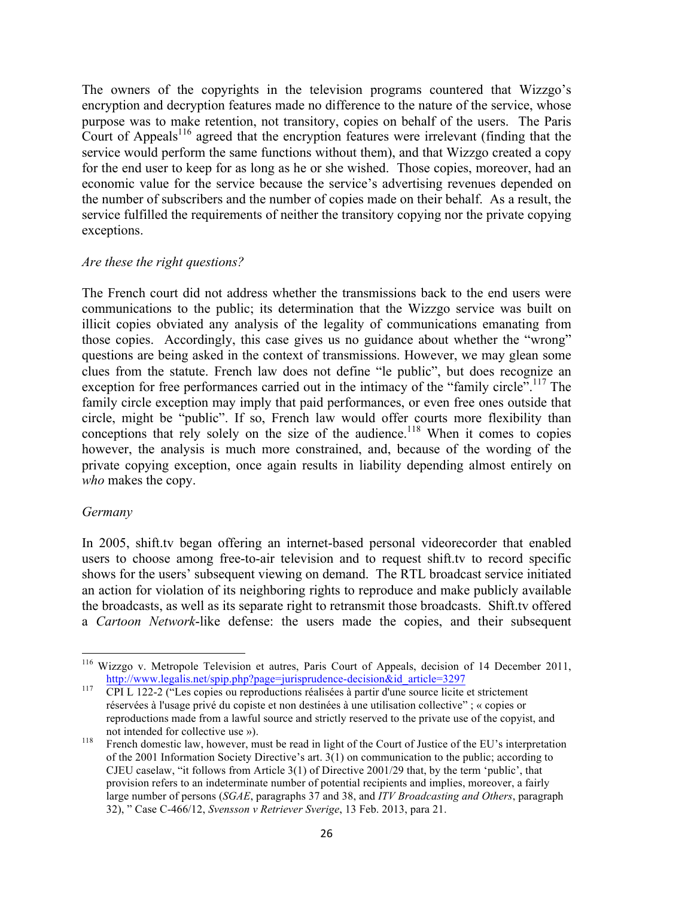The owners of the copyrights in the television programs countered that Wizzgo's encryption and decryption features made no difference to the nature of the service, whose purpose was to make retention, not transitory, copies on behalf of the users. The Paris Court of Appeals[116] agreed that the encryption features were irrelevant (finding that the service would perform the same functions without them), and that Wizzgo created a copy for the end user to keep for as long as he or she wished. Those copies, moreover, had an economic value for the service because the service's advertising revenues depended on the number of subscribers and the number of copies made on their behalf. As a result, the service fulfilled the requirements of neither the transitory copying nor the private copying exceptions.

*Are these the right questions?*

The French court did not address whether the transmissions back to the end users were communications to the public; its determination that the Wizzgo service was built on illicit copies obviated any analysis of the legality of communications emanating from those copies. Accordingly, this case gives us no guidance about whether the "wrong" questions are being asked in the context of transmissions. However, we may glean some clues from the statute. French law does not define "le public", but does recognize an exception for free performances carried out in the intimacy of the "family circle".[117] The family circle exception may imply that paid performances, or even free ones outside that circle, might be "public". If so, French law would offer courts more flexibility than conceptions that rely solely on the size of the audience.[118] When it comes to copies however, the analysis is much more constrained, and, because of the wording of the private copying exception, once again results in liability depending almost entirely on *who* makes the copy.

*Germany*

In 2005, shift.tv began offering an internet-based personal videorecorder that enabled users to choose among free-to-air television and to request shift.tv to record specific shows for the users' subsequent viewing on demand. The RTL broadcast service initiated an action for violation of its neighboring rights to reproduce and make publicly available the broadcasts, as well as its separate right to retransmit those broadcasts. Shift.tv offered a *Cartoon Network*-like defense: the users made the copies, and their subsequent

---

[116] Wizzgo v. Metropole Television et autres, Paris Court of Appeals, decision of 14 December 2011, http://www.legalis.net/spip.php?page=jurisprudence-decision&id_article=3297

[117] CPI L 122-2 ("Les copies ou reproductions réalisées à partir d'une source licite et strictement réservées à l'usage privé du copiste et non destinées à une utilisation collective" ; « copies or reproductions made from a lawful source and strictly reserved to the private use of the copyist, and not intended for collective use »).

[118] French domestic law, however, must be read in light of the Court of Justice of the EU's interpretation of the 2001 Information Society Directive's art. 3(1) on communication to the public; according to CJEU caselaw, "it follows from Article 3(1) of Directive 2001/29 that, by the term 'public', that provision refers to an indeterminate number of potential recipients and implies, moreover, a fairly large number of persons (*SGAE*, paragraphs 37 and 38, and *ITV Broadcasting and Others*, paragraph 32), " Case C-466/12, *Svensson v Retriever Sverige*, 13 Feb. 2013, para 21.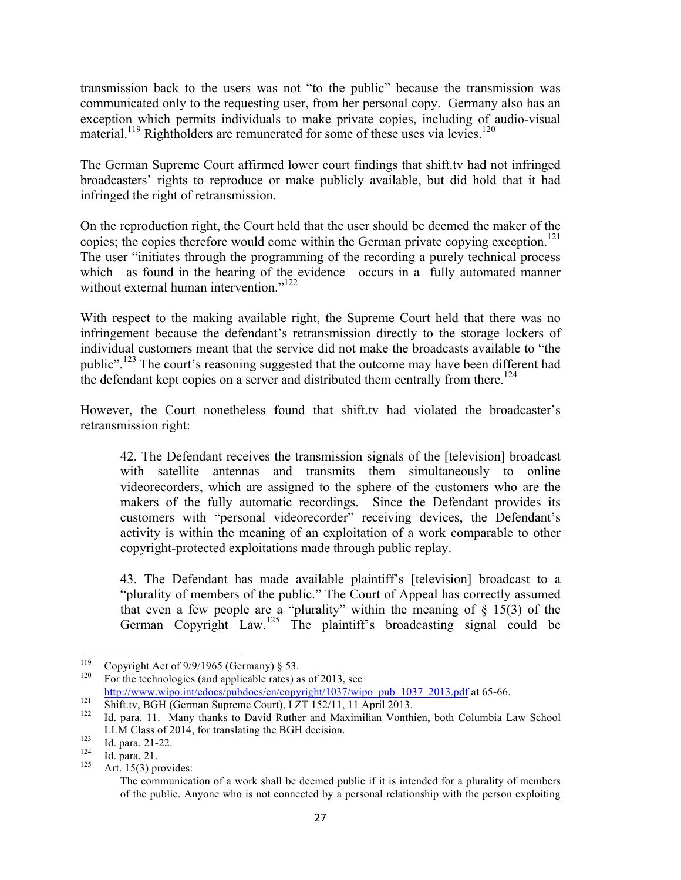transmission back to the users was not "to the public" because the transmission was communicated only to the requesting user, from her personal copy. Germany also has an exception which permits individuals to make private copies, including of audio-visual material.[119] Rightholders are remunerated for some of these uses via levies.[120]

The German Supreme Court affirmed lower court findings that shift.tv had not infringed broadcasters' rights to reproduce or make publicly available, but did hold that it had infringed the right of retransmission.

On the reproduction right, the Court held that the user should be deemed the maker of the copies; the copies therefore would come within the German private copying exception.[121] The user "initiates through the programming of the recording a purely technical process which—as found in the hearing of the evidence—occurs in a fully automated manner without external human intervention."[122]

With respect to the making available right, the Supreme Court held that there was no infringement because the defendant's retransmission directly to the storage lockers of individual customers meant that the service did not make the broadcasts available to "the public".[123] The court's reasoning suggested that the outcome may have been different had the defendant kept copies on a server and distributed them centrally from there.[124]

However, the Court nonetheless found that shift.tv had violated the broadcaster's retransmission right:

> 42. The Defendant receives the transmission signals of the [television] broadcast with satellite antennas and transmits them simultaneously to online videorecorders, which are assigned to the sphere of the customers who are the makers of the fully automatic recordings. Since the Defendant provides its customers with "personal videorecorder" receiving devices, the Defendant's activity is within the meaning of an exploitation of a work comparable to other copyright-protected exploitations made through public replay.
>
> 43. The Defendant has made available plaintiff's [television] broadcast to a "plurality of members of the public." The Court of Appeal has correctly assumed that even a few people are a "plurality" within the meaning of § 15(3) of the German Copyright Law.[125] The plaintiff's broadcasting signal could be

---

[119] Copyright Act of 9/9/1965 (Germany) § 53.

[120] For the technologies (and applicable rates) as of 2013, see http://www.wipo.int/edocs/pubdocs/en/copyright/1037/wipo_pub_1037_2013.pdf at 65-66.

[121] Shift.tv, BGH (German Supreme Court), I ZT 152/11, 11 April 2013.

[122] Id. para. 11. Many thanks to David Ruther and Maximilian Vonthien, both Columbia Law School LLM Class of 2014, for translating the BGH decision.

[123] Id. para. 21-22.

[124] Id. para. 21.

[125] Art. 15(3) provides:

The communication of a work shall be deemed public if it is intended for a plurality of members of the public. Anyone who is not connected by a personal relationship with the person exploiting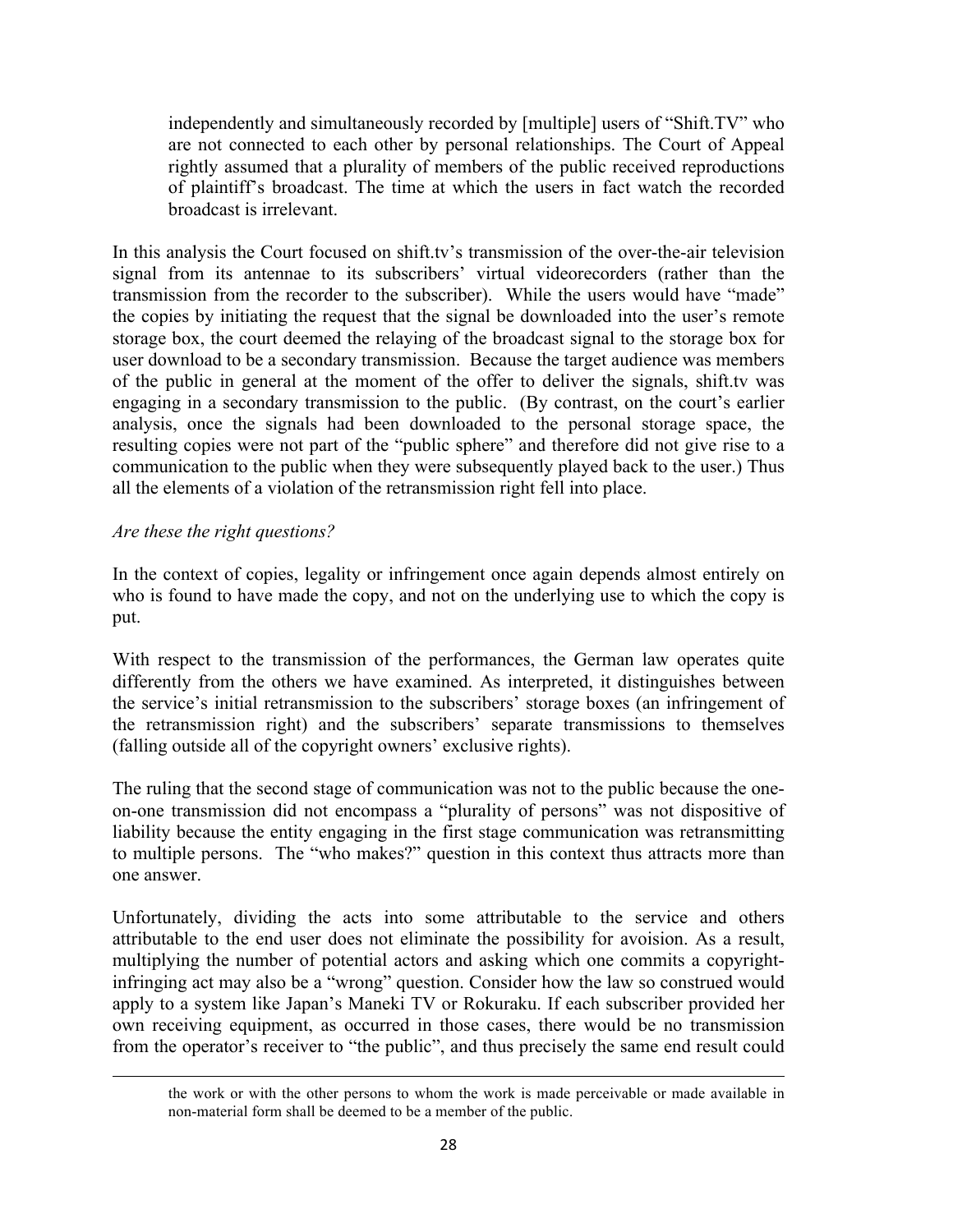> independently and simultaneously recorded by [multiple] users of "Shift.TV" who are not connected to each other by personal relationships. The Court of Appeal rightly assumed that a plurality of members of the public received reproductions of plaintiff's broadcast. The time at which the users in fact watch the recorded broadcast is irrelevant.

In this analysis the Court focused on shift.tv's transmission of the over-the-air television signal from its antennae to its subscribers' virtual videorecorders (rather than the transmission from the recorder to the subscriber). While the users would have "made" the copies by initiating the request that the signal be downloaded into the user's remote storage box, the court deemed the relaying of the broadcast signal to the storage box for user download to be a secondary transmission. Because the target audience was members of the public in general at the moment of the offer to deliver the signals, shift.tv was engaging in a secondary transmission to the public. (By contrast, on the court's earlier analysis, once the signals had been downloaded to the personal storage space, the resulting copies were not part of the "public sphere" and therefore did not give rise to a communication to the public when they were subsequently played back to the user.) Thus all the elements of a violation of the retransmission right fell into place.

*Are these the right questions?*

In the context of copies, legality or infringement once again depends almost entirely on who is found to have made the copy, and not on the underlying use to which the copy is put.

With respect to the transmission of the performances, the German law operates quite differently from the others we have examined. As interpreted, it distinguishes between the service's initial retransmission to the subscribers' storage boxes (an infringement of the retransmission right) and the subscribers' separate transmissions to themselves (falling outside all of the copyright owners' exclusive rights).

The ruling that the second stage of communication was not to the public because the one-on-one transmission did not encompass a "plurality of persons" was not dispositive of liability because the entity engaging in the first stage communication was retransmitting to multiple persons. The "who makes?" question in this context thus attracts more than one answer.

Unfortunately, dividing the acts into some attributable to the service and others attributable to the end user does not eliminate the possibility for avoision. As a result, multiplying the number of potential actors and asking which one commits a copyright-infringing act may also be a "wrong" question. Consider how the law so construed would apply to a system like Japan's Maneki TV or Rokuraku. If each subscriber provided her own receiving equipment, as occurred in those cases, there would be no transmission from the operator's receiver to "the public", and thus precisely the same end result could

---

the work or with the other persons to whom the work is made perceivable or made available in non-material form shall be deemed to be a member of the public.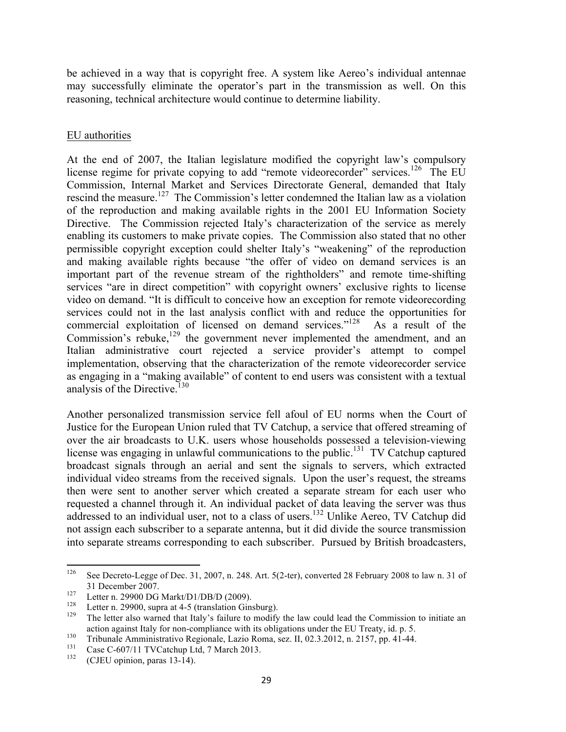be achieved in a way that is copyright free. A system like Aereo's individual antennae may successfully eliminate the operator's part in the transmission as well. On this reasoning, technical architecture would continue to determine liability.

EU authorities

At the end of 2007, the Italian legislature modified the copyright law's compulsory license regime for private copying to add "remote videorecorder" services.[126] The EU Commission, Internal Market and Services Directorate General, demanded that Italy rescind the measure.[127] The Commission's letter condemned the Italian law as a violation of the reproduction and making available rights in the 2001 EU Information Society Directive. The Commission rejected Italy's characterization of the service as merely enabling its customers to make private copies. The Commission also stated that no other permissible copyright exception could shelter Italy's "weakening" of the reproduction and making available rights because "the offer of video on demand services is an important part of the revenue stream of the rightholders" and remote time-shifting services "are in direct competition" with copyright owners' exclusive rights to license video on demand. "It is difficult to conceive how an exception for remote videorecording services could not in the last analysis conflict with and reduce the opportunities for commercial exploitation of licensed on demand services."[128] As a result of the Commission's rebuke,[129] the government never implemented the amendment, and an Italian administrative court rejected a service provider's attempt to compel implementation, observing that the characterization of the remote videorecorder service as engaging in a "making available" of content to end users was consistent with a textual analysis of the Directive.[130]

Another personalized transmission service fell afoul of EU norms when the Court of Justice for the European Union ruled that TV Catchup, a service that offered streaming of over the air broadcasts to U.K. users whose households possessed a television-viewing license was engaging in unlawful communications to the public.[131] TV Catchup captured broadcast signals through an aerial and sent the signals to servers, which extracted individual video streams from the received signals. Upon the user's request, the streams then were sent to another server which created a separate stream for each user who requested a channel through it. An individual packet of data leaving the server was thus addressed to an individual user, not to a class of users.[132] Unlike Aereo, TV Catchup did not assign each subscriber to a separate antenna, but it did divide the source transmission into separate streams corresponding to each subscriber. Pursued by British broadcasters,

---

[126] See Decreto-Legge of Dec. 31, 2007, n. 248. Art. 5(2-ter), converted 28 February 2008 to law n. 31 of 31 December 2007.

[127] Letter n. 29900 DG Markt/D1/DB/D (2009).

[128] Letter n. 29900, supra at 4-5 (translation Ginsburg).

[129] The letter also warned that Italy's failure to modify the law could lead the Commission to initiate an action against Italy for non-compliance with its obligations under the EU Treaty, id. p. 5.

[130] Tribunale Amministrativo Regionale, Lazio Roma, sez. II, 02.3.2012, n. 2157, pp. 41-44.

[131] Case C-607/11 TVCatchup Ltd, 7 March 2013.

[132] (CJEU opinion, paras 13-14).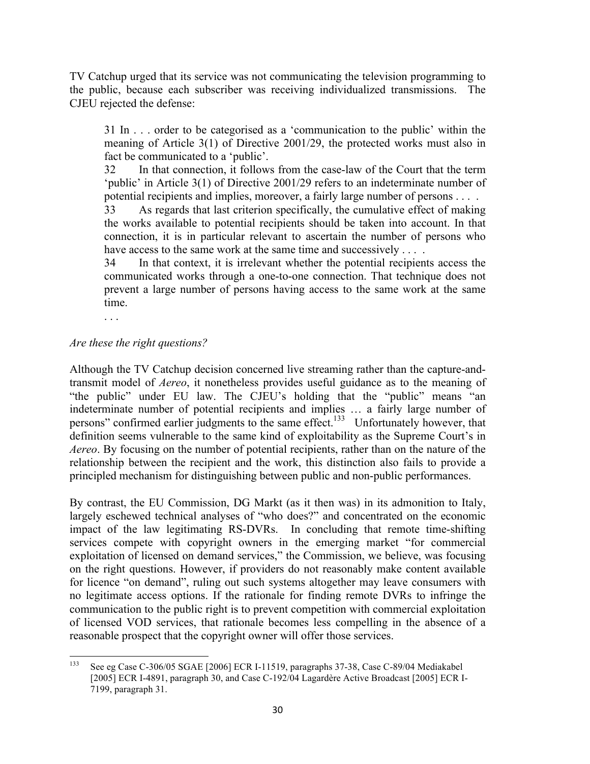TV Catchup urged that its service was not communicating the television programming to the public, because each subscriber was receiving individualized transmissions. The CJEU rejected the defense:

> 31 In . . . order to be categorised as a 'communication to the public' within the meaning of Article 3(1) of Directive 2001/29, the protected works must also in fact be communicated to a 'public'.
>
> 32 In that connection, it follows from the case-law of the Court that the term 'public' in Article 3(1) of Directive 2001/29 refers to an indeterminate number of potential recipients and implies, moreover, a fairly large number of persons . . . .
>
> 33 As regards that last criterion specifically, the cumulative effect of making the works available to potential recipients should be taken into account. In that connection, it is in particular relevant to ascertain the number of persons who have access to the same work at the same time and successively . . . .
>
> 34 In that context, it is irrelevant whether the potential recipients access the communicated works through a one-to-one connection. That technique does not prevent a large number of persons having access to the same work at the same time.
>
> . . .

*Are these the right questions?*

Although the TV Catchup decision concerned live streaming rather than the capture-and-transmit model of *Aereo*, it nonetheless provides useful guidance as to the meaning of "the public" under EU law. The CJEU's holding that the "public" means "an indeterminate number of potential recipients and implies … a fairly large number of persons" confirmed earlier judgments to the same effect.[133] Unfortunately however, that definition seems vulnerable to the same kind of exploitability as the Supreme Court's in *Aereo*. By focusing on the number of potential recipients, rather than on the nature of the relationship between the recipient and the work, this distinction also fails to provide a principled mechanism for distinguishing between public and non-public performances.

By contrast, the EU Commission, DG Markt (as it then was) in its admonition to Italy, largely eschewed technical analyses of "who does?" and concentrated on the economic impact of the law legitimating RS-DVRs. In concluding that remote time-shifting services compete with copyright owners in the emerging market "for commercial exploitation of licensed on demand services," the Commission, we believe, was focusing on the right questions. However, if providers do not reasonably make content available for licence "on demand", ruling out such systems altogether may leave consumers with no legitimate access options. If the rationale for finding remote DVRs to infringe the communication to the public right is to prevent competition with commercial exploitation of licensed VOD services, that rationale becomes less compelling in the absence of a reasonable prospect that the copyright owner will offer those services.

---

[133] See eg Case C-306/05 SGAE [2006] ECR I-11519, paragraphs 37-38, Case C-89/04 Mediakabel [2005] ECR I-4891, paragraph 30, and Case C-192/04 Lagardère Active Broadcast [2005] ECR I-7199, paragraph 31.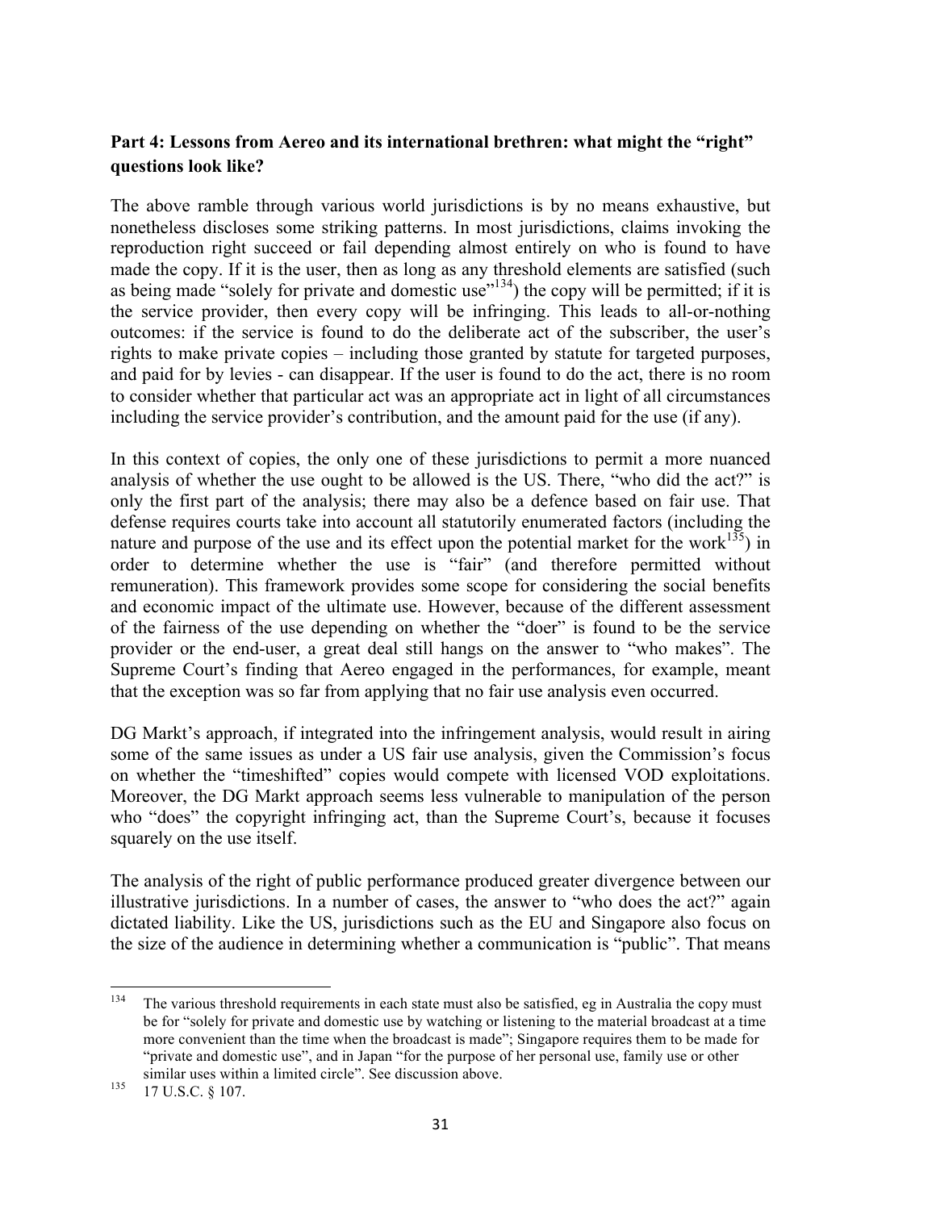**Part 4: Lessons from Aereo and its international brethren: what might the "right" questions look like?**

The above ramble through various world jurisdictions is by no means exhaustive, but nonetheless discloses some striking patterns. In most jurisdictions, claims invoking the reproduction right succeed or fail depending almost entirely on who is found to have made the copy. If it is the user, then as long as any threshold elements are satisfied (such as being made "solely for private and domestic use"[134]) the copy will be permitted; if it is the service provider, then every copy will be infringing. This leads to all-or-nothing outcomes: if the service is found to do the deliberate act of the subscriber, the user's rights to make private copies – including those granted by statute for targeted purposes, and paid for by levies - can disappear. If the user is found to do the act, there is no room to consider whether that particular act was an appropriate act in light of all circumstances including the service provider's contribution, and the amount paid for the use (if any).

In this context of copies, the only one of these jurisdictions to permit a more nuanced analysis of whether the use ought to be allowed is the US. There, "who did the act?" is only the first part of the analysis; there may also be a defence based on fair use. That defense requires courts take into account all statutorily enumerated factors (including the nature and purpose of the use and its effect upon the potential market for the work[135]) in order to determine whether the use is "fair" (and therefore permitted without remuneration). This framework provides some scope for considering the social benefits and economic impact of the ultimate use. However, because of the different assessment of the fairness of the use depending on whether the "doer" is found to be the service provider or the end-user, a great deal still hangs on the answer to "who makes". The Supreme Court's finding that Aereo engaged in the performances, for example, meant that the exception was so far from applying that no fair use analysis even occurred.

DG Markt's approach, if integrated into the infringement analysis, would result in airing some of the same issues as under a US fair use analysis, given the Commission's focus on whether the "timeshifted" copies would compete with licensed VOD exploitations. Moreover, the DG Markt approach seems less vulnerable to manipulation of the person who "does" the copyright infringing act, than the Supreme Court's, because it focuses squarely on the use itself.

The analysis of the right of public performance produced greater divergence between our illustrative jurisdictions. In a number of cases, the answer to "who does the act?" again dictated liability. Like the US, jurisdictions such as the EU and Singapore also focus on the size of the audience in determining whether a communication is "public". That means

---

[134] The various threshold requirements in each state must also be satisfied, eg in Australia the copy must be for "solely for private and domestic use by watching or listening to the material broadcast at a time more convenient than the time when the broadcast is made"; Singapore requires them to be made for "private and domestic use", and in Japan "for the purpose of her personal use, family use or other similar uses within a limited circle". See discussion above.

[135] 17 U.S.C. § 107.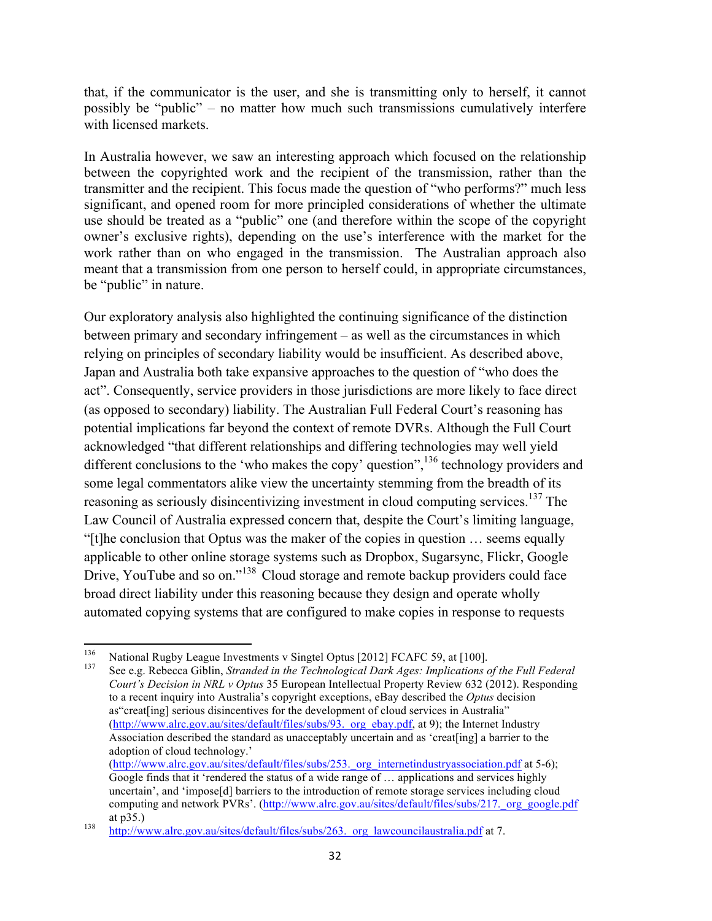that, if the communicator is the user, and she is transmitting only to herself, it cannot possibly be "public" – no matter how much such transmissions cumulatively interfere with licensed markets.

In Australia however, we saw an interesting approach which focused on the relationship between the copyrighted work and the recipient of the transmission, rather than the transmitter and the recipient. This focus made the question of "who performs?" much less significant, and opened room for more principled considerations of whether the ultimate use should be treated as a "public" one (and therefore within the scope of the copyright owner's exclusive rights), depending on the use's interference with the market for the work rather than on who engaged in the transmission. The Australian approach also meant that a transmission from one person to herself could, in appropriate circumstances, be "public" in nature.

Our exploratory analysis also highlighted the continuing significance of the distinction between primary and secondary infringement – as well as the circumstances in which relying on principles of secondary liability would be insufficient. As described above, Japan and Australia both take expansive approaches to the question of "who does the act". Consequently, service providers in those jurisdictions are more likely to face direct (as opposed to secondary) liability. The Australian Full Federal Court's reasoning has potential implications far beyond the context of remote DVRs. Although the Full Court acknowledged "that different relationships and differing technologies may well yield different conclusions to the 'who makes the copy' question",[136] technology providers and some legal commentators alike view the uncertainty stemming from the breadth of its reasoning as seriously disincentivizing investment in cloud computing services.[137] The Law Council of Australia expressed concern that, despite the Court's limiting language, "[t]he conclusion that Optus was the maker of the copies in question … seems equally applicable to other online storage systems such as Dropbox, Sugarsync, Flickr, Google Drive, YouTube and so on."[138] Cloud storage and remote backup providers could face broad direct liability under this reasoning because they design and operate wholly automated copying systems that are configured to make copies in response to requests

---

[136] National Rugby League Investments v Singtel Optus [2012] FCAFC 59, at [100].

[137] See e.g. Rebecca Giblin, *Stranded in the Technological Dark Ages: Implications of the Full Federal Court's Decision in NRL v Optus* 35 European Intellectual Property Review 632 (2012). Responding to a recent inquiry into Australia's copyright exceptions, eBay described the *Optus* decision as"creat[ing] serious disincentives for the development of cloud services in Australia" (http://www.alrc.gov.au/sites/default/files/subs/93._org_ebay.pdf, at 9); the Internet Industry Association described the standard as unacceptably uncertain and as 'creat[ing] a barrier to the adoption of cloud technology.' (http://www.alrc.gov.au/sites/default/files/subs/253._org_internetindustryassociation.pdf at 5-6); Google finds that it 'rendered the status of a wide range of … applications and services highly uncertain', and 'impose[d] barriers to the introduction of remote storage services including cloud computing and network PVRs'. (http://www.alrc.gov.au/sites/default/files/subs/217._org_google.pdf at p35.)

[138] http://www.alrc.gov.au/sites/default/files/subs/263._org_lawcouncilaustralia.pdf at 7.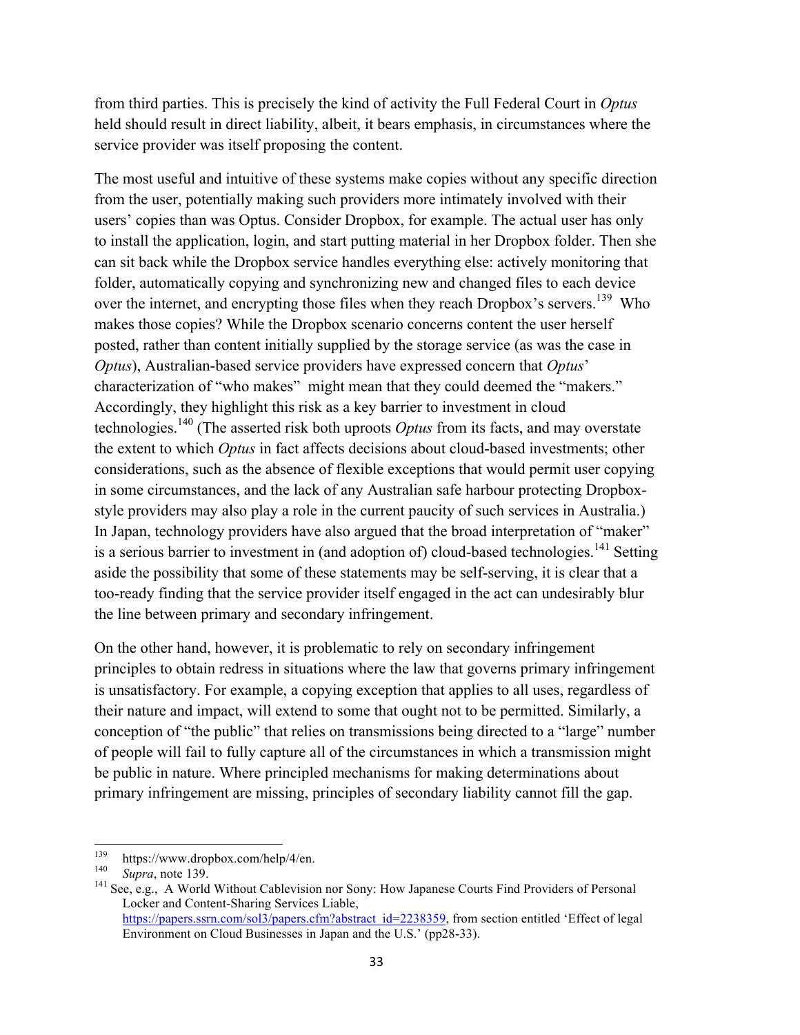from third parties. This is precisely the kind of activity the Full Federal Court in *Optus* held should result in direct liability, albeit, it bears emphasis, in circumstances where the service provider was itself proposing the content.

The most useful and intuitive of these systems make copies without any specific direction from the user, potentially making such providers more intimately involved with their users' copies than was Optus. Consider Dropbox, for example. The actual user has only to install the application, login, and start putting material in her Dropbox folder. Then she can sit back while the Dropbox service handles everything else: actively monitoring that folder, automatically copying and synchronizing new and changed files to each device over the internet, and encrypting those files when they reach Dropbox's servers.[139] Who makes those copies? While the Dropbox scenario concerns content the user herself posted, rather than content initially supplied by the storage service (as was the case in *Optus*), Australian-based service providers have expressed concern that *Optus*' characterization of "who makes" might mean that they could deemed the "makers." Accordingly, they highlight this risk as a key barrier to investment in cloud technologies.[140] (The asserted risk both uproots *Optus* from its facts, and may overstate the extent to which *Optus* in fact affects decisions about cloud-based investments; other considerations, such as the absence of flexible exceptions that would permit user copying in some circumstances, and the lack of any Australian safe harbour protecting Dropbox-style providers may also play a role in the current paucity of such services in Australia.) In Japan, technology providers have also argued that the broad interpretation of "maker" is a serious barrier to investment in (and adoption of) cloud-based technologies.[141] Setting aside the possibility that some of these statements may be self-serving, it is clear that a too-ready finding that the service provider itself engaged in the act can undesirably blur the line between primary and secondary infringement.

On the other hand, however, it is problematic to rely on secondary infringement principles to obtain redress in situations where the law that governs primary infringement is unsatisfactory. For example, a copying exception that applies to all uses, regardless of their nature and impact, will extend to some that ought not to be permitted. Similarly, a conception of "the public" that relies on transmissions being directed to a "large" number of people will fail to fully capture all of the circumstances in which a transmission might be public in nature. Where principled mechanisms for making determinations about primary infringement are missing, principles of secondary liability cannot fill the gap.

---

[139] https://www.dropbox.com/help/4/en.

[140] *Supra*, note 139.

[141] See, e.g., A World Without Cablevision nor Sony: How Japanese Courts Find Providers of Personal Locker and Content-Sharing Services Liable, https://papers.ssrn.com/sol3/papers.cfm?abstract_id=2238359, from section entitled 'Effect of legal Environment on Cloud Businesses in Japan and the U.S.' (pp28-33).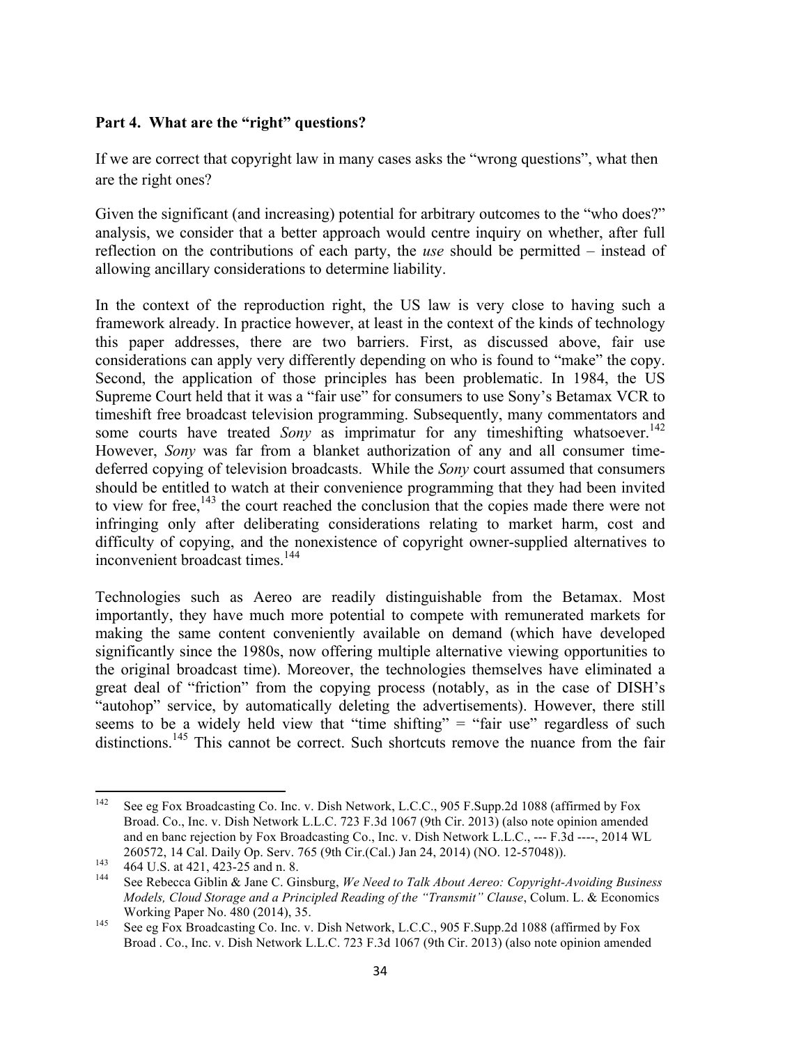**Part 4. What are the "right" questions?**

If we are correct that copyright law in many cases asks the "wrong questions", what then are the right ones?

Given the significant (and increasing) potential for arbitrary outcomes to the "who does?" analysis, we consider that a better approach would centre inquiry on whether, after full reflection on the contributions of each party, the *use* should be permitted – instead of allowing ancillary considerations to determine liability.

In the context of the reproduction right, the US law is very close to having such a framework already. In practice however, at least in the context of the kinds of technology this paper addresses, there are two barriers. First, as discussed above, fair use considerations can apply very differently depending on who is found to "make" the copy. Second, the application of those principles has been problematic. In 1984, the US Supreme Court held that it was a "fair use" for consumers to use Sony's Betamax VCR to timeshift free broadcast television programming. Subsequently, many commentators and some courts have treated *Sony* as imprimatur for any timeshifting whatsoever.[142] However, *Sony* was far from a blanket authorization of any and all consumer time-deferred copying of television broadcasts. While the *Sony* court assumed that consumers should be entitled to watch at their convenience programming that they had been invited to view for free,[143] the court reached the conclusion that the copies made there were not infringing only after deliberating considerations relating to market harm, cost and difficulty of copying, and the nonexistence of copyright owner-supplied alternatives to inconvenient broadcast times.[144]

Technologies such as Aereo are readily distinguishable from the Betamax. Most importantly, they have much more potential to compete with remunerated markets for making the same content conveniently available on demand (which have developed significantly since the 1980s, now offering multiple alternative viewing opportunities to the original broadcast time). Moreover, the technologies themselves have eliminated a great deal of "friction" from the copying process (notably, as in the case of DISH's "autohop" service, by automatically deleting the advertisements). However, there still seems to be a widely held view that "time shifting" = "fair use" regardless of such distinctions.[145] This cannot be correct. Such shortcuts remove the nuance from the fair

---

[142] See eg Fox Broadcasting Co. Inc. v. Dish Network, L.C.C., 905 F.Supp.2d 1088 (affirmed by Fox Broad. Co., Inc. v. Dish Network L.L.C. 723 F.3d 1067 (9th Cir. 2013) (also note opinion amended and en banc rejection by Fox Broadcasting Co., Inc. v. Dish Network L.L.C., --- F.3d ----, 2014 WL 260572, 14 Cal. Daily Op. Serv. 765 (9th Cir.(Cal.) Jan 24, 2014) (NO. 12-57048)).

[143] 464 U.S. at 421, 423-25 and n. 8.

[144] See Rebecca Giblin & Jane C. Ginsburg, *We Need to Talk About Aereo: Copyright-Avoiding Business Models, Cloud Storage and a Principled Reading of the "Transmit" Clause*, Colum. L. & Economics Working Paper No. 480 (2014), 35.

[145] See eg Fox Broadcasting Co. Inc. v. Dish Network, L.C.C., 905 F.Supp.2d 1088 (affirmed by Fox Broad . Co., Inc. v. Dish Network L.L.C. 723 F.3d 1067 (9th Cir. 2013) (also note opinion amended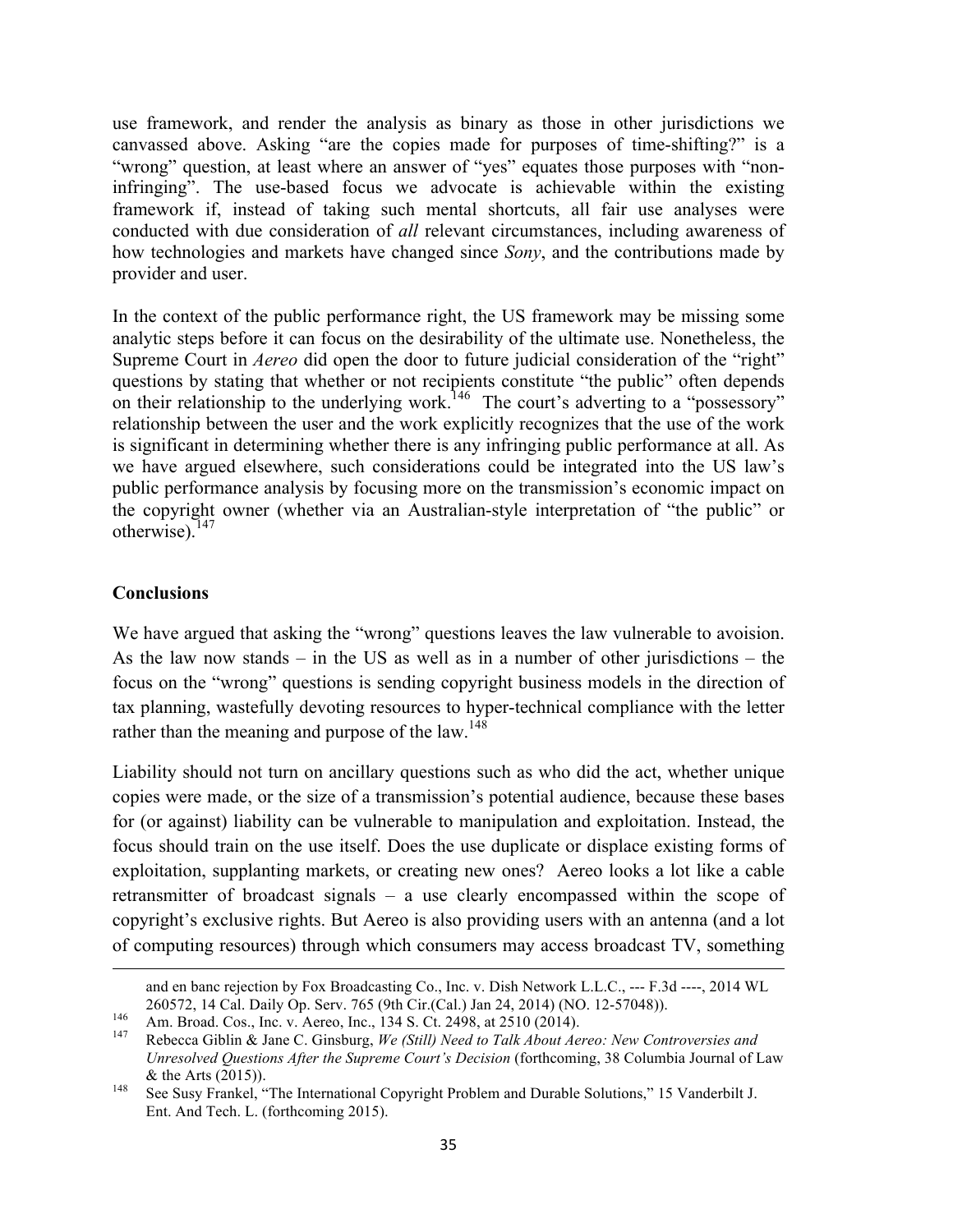use framework, and render the analysis as binary as those in other jurisdictions we canvassed above. Asking "are the copies made for purposes of time-shifting?" is a "wrong" question, at least where an answer of "yes" equates those purposes with "non-infringing". The use-based focus we advocate is achievable within the existing framework if, instead of taking such mental shortcuts, all fair use analyses were conducted with due consideration of *all* relevant circumstances, including awareness of how technologies and markets have changed since *Sony*, and the contributions made by provider and user.

In the context of the public performance right, the US framework may be missing some analytic steps before it can focus on the desirability of the ultimate use. Nonetheless, the Supreme Court in *Aereo* did open the door to future judicial consideration of the "right" questions by stating that whether or not recipients constitute "the public" often depends on their relationship to the underlying work.[146] The court's adverting to a "possessory" relationship between the user and the work explicitly recognizes that the use of the work is significant in determining whether there is any infringing public performance at all. As we have argued elsewhere, such considerations could be integrated into the US law's public performance analysis by focusing more on the transmission's economic impact on the copyright owner (whether via an Australian-style interpretation of "the public" or otherwise).[147]

**Conclusions**

We have argued that asking the "wrong" questions leaves the law vulnerable to avoision. As the law now stands – in the US as well as in a number of other jurisdictions – the focus on the "wrong" questions is sending copyright business models in the direction of tax planning, wastefully devoting resources to hyper-technical compliance with the letter rather than the meaning and purpose of the law.[148]

Liability should not turn on ancillary questions such as who did the act, whether unique copies were made, or the size of a transmission's potential audience, because these bases for (or against) liability can be vulnerable to manipulation and exploitation. Instead, the focus should train on the use itself. Does the use duplicate or displace existing forms of exploitation, supplanting markets, or creating new ones? Aereo looks a lot like a cable retransmitter of broadcast signals – a use clearly encompassed within the scope of copyright's exclusive rights. But Aereo is also providing users with an antenna (and a lot of computing resources) through which consumers may access broadcast TV, something

---

and en banc rejection by Fox Broadcasting Co., Inc. v. Dish Network L.L.C., --- F.3d ----, 2014 WL 260572, 14 Cal. Daily Op. Serv. 765 (9th Cir.(Cal.) Jan 24, 2014) (NO. 12-57048)).

[146] Am. Broad. Cos., Inc. v. Aereo, Inc., 134 S. Ct. 2498, at 2510 (2014).

[147] Rebecca Giblin & Jane C. Ginsburg, *We (Still) Need to Talk About Aereo: New Controversies and Unresolved Questions After the Supreme Court's Decision* (forthcoming, 38 Columbia Journal of Law & the Arts (2015)).

[148] See Susy Frankel, "The International Copyright Problem and Durable Solutions," 15 Vanderbilt J. Ent. And Tech. L. (forthcoming 2015).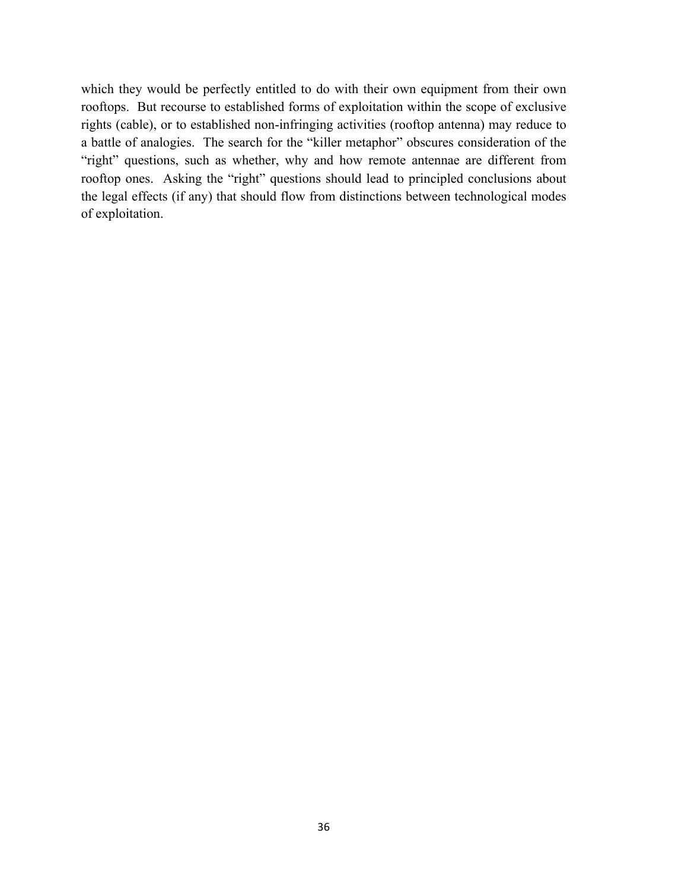which they would be perfectly entitled to do with their own equipment from their own rooftops. But recourse to established forms of exploitation within the scope of exclusive rights (cable), or to established non-infringing activities (rooftop antenna) may reduce to a battle of analogies. The search for the "killer metaphor" obscures consideration of the "right" questions, such as whether, why and how remote antennae are different from rooftop ones. Asking the "right" questions should lead to principled conclusions about the legal effects (if any) that should flow from distinctions between technological modes of exploitation.